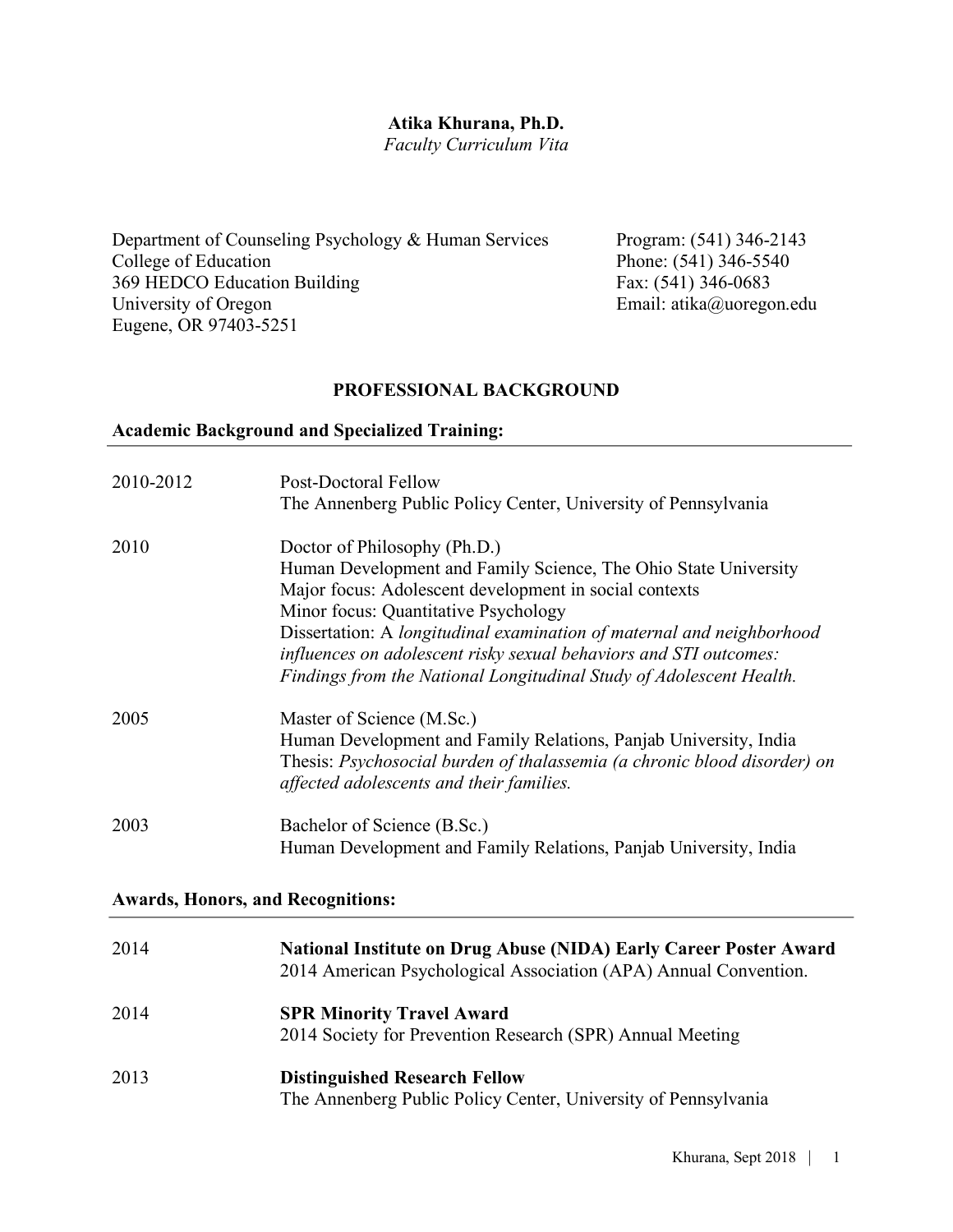**Atika Khurana, Ph.D.**
*Faculty Curriculum Vita*

Department of Counseling Psychology & Human Services
College of Education
369 HEDCO Education Building
University of Oregon
Eugene, OR 97403-5251

Program: (541) 346-2143
Phone: (541) 346-5540
Fax: (541) 346-0683
Email: atika@uoregon.edu

## PROFESSIONAL BACKGROUND

### Academic Background and Specialized Training:

| | |
|---|---|
| 2010-2012 | Post-Doctoral Fellow<br>The Annenberg Public Policy Center, University of Pennsylvania |
| 2010 | Doctor of Philosophy (Ph.D.)<br>Human Development and Family Science, The Ohio State University<br>Major focus: Adolescent development in social contexts<br>Minor focus: Quantitative Psychology<br>Dissertation: A *longitudinal examination of maternal and neighborhood influences on adolescent risky sexual behaviors and STI outcomes: Findings from the National Longitudinal Study of Adolescent Health.* |
| 2005 | Master of Science (M.Sc.)<br>Human Development and Family Relations, Panjab University, India<br>Thesis: *Psychosocial burden of thalassemia (a chronic blood disorder) on affected adolescents and their families.* |
| 2003 | Bachelor of Science (B.Sc.)<br>Human Development and Family Relations, Panjab University, India |

### Awards, Honors, and Recognitions:

| | |
|---|---|
| 2014 | **National Institute on Drug Abuse (NIDA) Early Career Poster Award**<br>2014 American Psychological Association (APA) Annual Convention. |
| 2014 | **SPR Minority Travel Award**<br>2014 Society for Prevention Research (SPR) Annual Meeting |
| 2013 | **Distinguished Research Fellow**<br>The Annenberg Public Policy Center, University of Pennsylvania |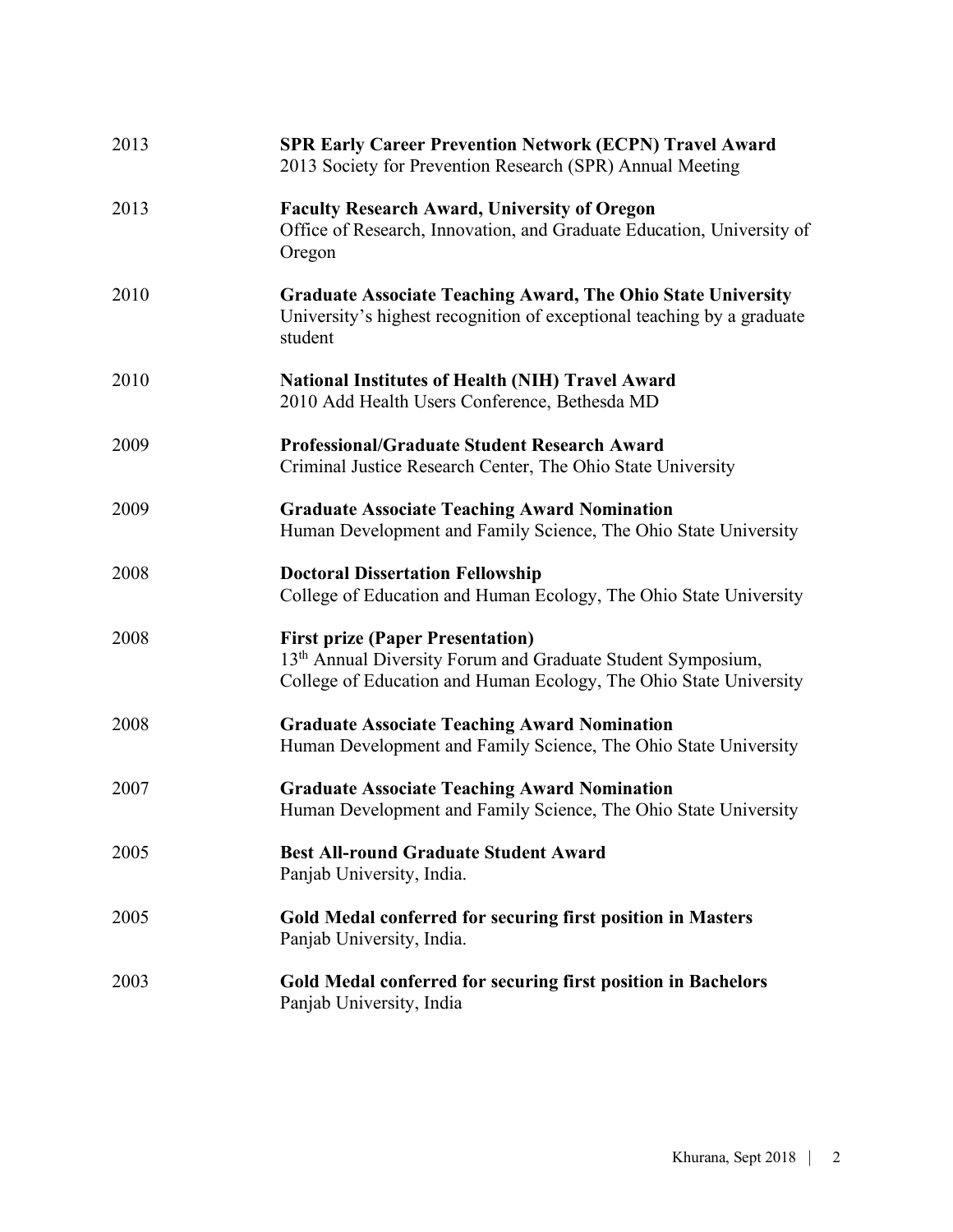2013 **SPR Early Career Prevention Network (ECPN) Travel Award**
2013 Society for Prevention Research (SPR) Annual Meeting

2013 **Faculty Research Award, University of Oregon**
Office of Research, Innovation, and Graduate Education, University of Oregon

2010 **Graduate Associate Teaching Award, The Ohio State University**
University's highest recognition of exceptional teaching by a graduate student

2010 **National Institutes of Health (NIH) Travel Award**
2010 Add Health Users Conference, Bethesda MD

2009 **Professional/Graduate Student Research Award**
Criminal Justice Research Center, The Ohio State University

2009 **Graduate Associate Teaching Award Nomination**
Human Development and Family Science, The Ohio State University

2008 **Doctoral Dissertation Fellowship**
College of Education and Human Ecology, The Ohio State University

2008 **First prize (Paper Presentation)**
13th Annual Diversity Forum and Graduate Student Symposium, College of Education and Human Ecology, The Ohio State University

2008 **Graduate Associate Teaching Award Nomination**
Human Development and Family Science, The Ohio State University

2007 **Graduate Associate Teaching Award Nomination**
Human Development and Family Science, The Ohio State University

2005 **Best All-round Graduate Student Award**
Panjab University, India.

2005 **Gold Medal conferred for securing first position in Masters**
Panjab University, India.

2003 **Gold Medal conferred for securing first position in Bachelors**
Panjab University, India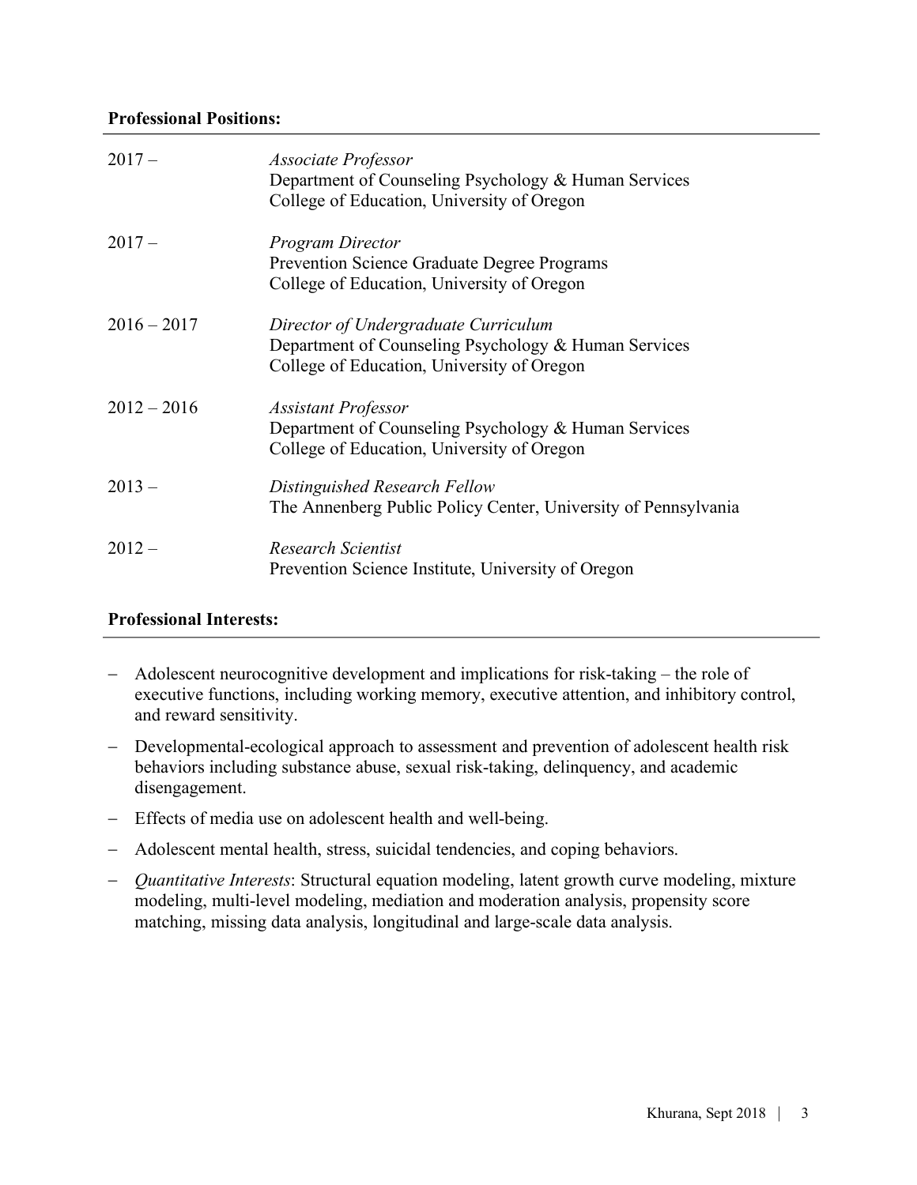**Professional Positions:**

| | |
|---|---|
| 2017 – | *Associate Professor*<br>Department of Counseling Psychology & Human Services<br>College of Education, University of Oregon |
| 2017 – | *Program Director*<br>Prevention Science Graduate Degree Programs<br>College of Education, University of Oregon |
| 2016 – 2017 | *Director of Undergraduate Curriculum*<br>Department of Counseling Psychology & Human Services<br>College of Education, University of Oregon |
| 2012 – 2016 | *Assistant Professor*<br>Department of Counseling Psychology & Human Services<br>College of Education, University of Oregon |
| 2013 – | *Distinguished Research Fellow*<br>The Annenberg Public Policy Center, University of Pennsylvania |
| 2012 – | *Research Scientist*<br>Prevention Science Institute, University of Oregon |

**Professional Interests:**

- Adolescent neurocognitive development and implications for risk-taking – the role of executive functions, including working memory, executive attention, and inhibitory control, and reward sensitivity.
- Developmental-ecological approach to assessment and prevention of adolescent health risk behaviors including substance abuse, sexual risk-taking, delinquency, and academic disengagement.
- Effects of media use on adolescent health and well-being.
- Adolescent mental health, stress, suicidal tendencies, and coping behaviors.
- *Quantitative Interests*: Structural equation modeling, latent growth curve modeling, mixture modeling, multi-level modeling, mediation and moderation analysis, propensity score matching, missing data analysis, longitudinal and large-scale data analysis.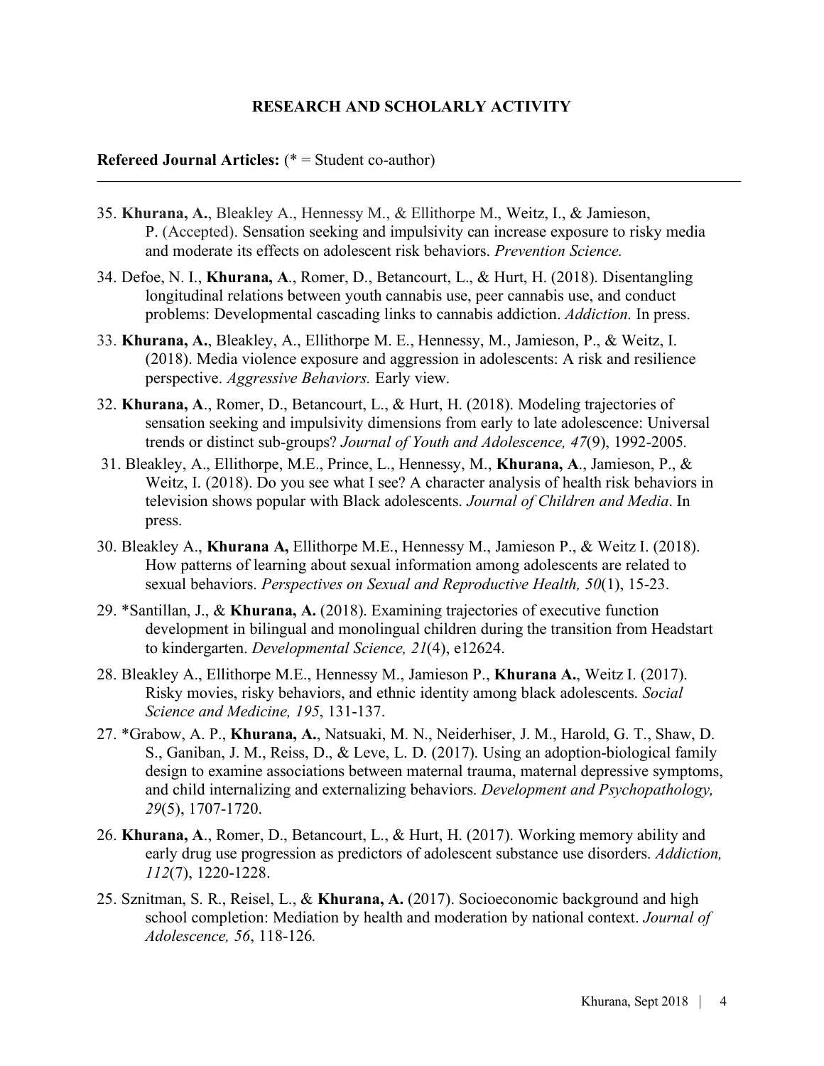## RESEARCH AND SCHOLARLY ACTIVITY

**Refereed Journal Articles:** (* = Student co-author)

---

35. **Khurana, A.**, Bleakley A., Hennessy M., & Ellithorpe M., Weitz, I., & Jamieson, P. (Accepted). Sensation seeking and impulsivity can increase exposure to risky media and moderate its effects on adolescent risk behaviors. *Prevention Science.*

34. Defoe, N. I., **Khurana, A**., Romer, D., Betancourt, L., & Hurt, H. (2018). Disentangling longitudinal relations between youth cannabis use, peer cannabis use, and conduct problems: Developmental cascading links to cannabis addiction. *Addiction.* In press.

33. **Khurana, A.**, Bleakley, A., Ellithorpe M. E., Hennessy, M., Jamieson, P., & Weitz, I. (2018). Media violence exposure and aggression in adolescents: A risk and resilience perspective. *Aggressive Behaviors.* Early view.

32. **Khurana, A**., Romer, D., Betancourt, L., & Hurt, H. (2018). Modeling trajectories of sensation seeking and impulsivity dimensions from early to late adolescence: Universal trends or distinct sub-groups? *Journal of Youth and Adolescence, 47*(9), 1992-2005.

31. Bleakley, A., Ellithorpe, M.E., Prince, L., Hennessy, M., **Khurana, A**., Jamieson, P., & Weitz, I. (2018). Do you see what I see? A character analysis of health risk behaviors in television shows popular with Black adolescents. *Journal of Children and Media*. In press.

30. Bleakley A., **Khurana A,** Ellithorpe M.E., Hennessy M., Jamieson P., & Weitz I. (2018). How patterns of learning about sexual information among adolescents are related to sexual behaviors. *Perspectives on Sexual and Reproductive Health, 50*(1), 15-23.

29. *Santillan, J., & **Khurana, A.** (2018). Examining trajectories of executive function development in bilingual and monolingual children during the transition from Headstart to kindergarten. *Developmental Science, 21*(4), e12624.

28. Bleakley A., Ellithorpe M.E., Hennessy M., Jamieson P., **Khurana A.**, Weitz I. (2017). Risky movies, risky behaviors, and ethnic identity among black adolescents. *Social Science and Medicine, 195*, 131-137.

27. *Grabow, A. P., **Khurana, A.**, Natsuaki, M. N., Neiderhiser, J. M., Harold, G. T., Shaw, D. S., Ganiban, J. M., Reiss, D., & Leve, L. D. (2017). Using an adoption-biological family design to examine associations between maternal trauma, maternal depressive symptoms, and child internalizing and externalizing behaviors. *Development and Psychopathology, 29*(5), 1707-1720.

26. **Khurana, A**., Romer, D., Betancourt, L., & Hurt, H. (2017). Working memory ability and early drug use progression as predictors of adolescent substance use disorders. *Addiction, 112*(7), 1220-1228.

25. Sznitman, S. R., Reisel, L., & **Khurana, A.** (2017). Socioeconomic background and high school completion: Mediation by health and moderation by national context. *Journal of Adolescence, 56*, 118-126.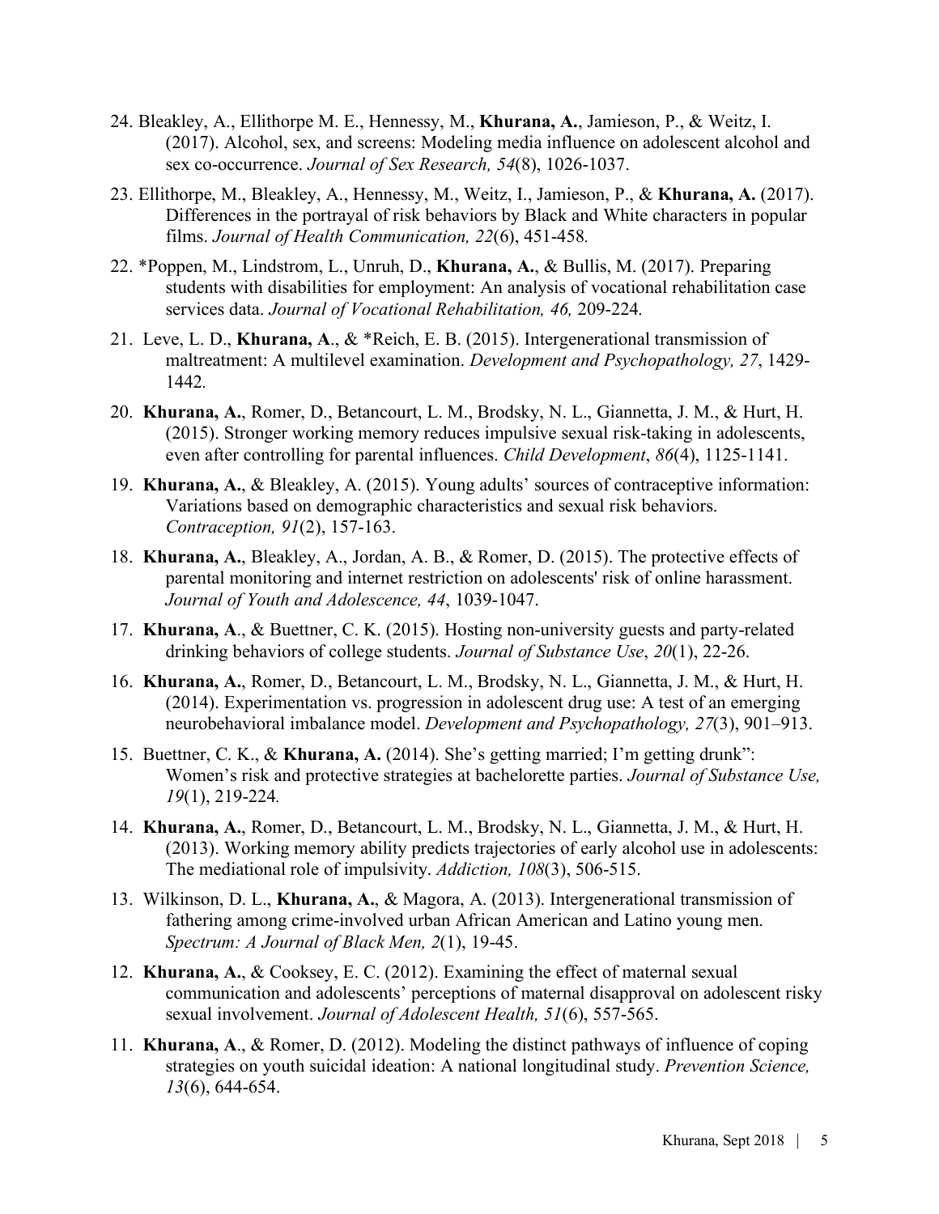24. Bleakley, A., Ellithorpe M. E., Hennessy, M., **Khurana, A.**, Jamieson, P., & Weitz, I. (2017). Alcohol, sex, and screens: Modeling media influence on adolescent alcohol and sex co-occurrence. *Journal of Sex Research, 54*(8), 1026-1037.

23. Ellithorpe, M., Bleakley, A., Hennessy, M., Weitz, I., Jamieson, P., & **Khurana, A.** (2017). Differences in the portrayal of risk behaviors by Black and White characters in popular films. *Journal of Health Communication, 22*(6), 451-458.

22. *Poppen, M., Lindstrom, L., Unruh, D., **Khurana, A.**, & Bullis, M. (2017). Preparing students with disabilities for employment: An analysis of vocational rehabilitation case services data. *Journal of Vocational Rehabilitation, 46,* 209-224.

21. Leve, L. D., **Khurana, A**., & *Reich, E. B. (2015). Intergenerational transmission of maltreatment: A multilevel examination. *Development and Psychopathology, 27*, 1429-1442.

20. **Khurana, A.**, Romer, D., Betancourt, L. M., Brodsky, N. L., Giannetta, J. M., & Hurt, H. (2015). Stronger working memory reduces impulsive sexual risk-taking in adolescents, even after controlling for parental influences. *Child Development*, *86*(4), 1125-1141.

19. **Khurana, A.**, & Bleakley, A. (2015). Young adults' sources of contraceptive information: Variations based on demographic characteristics and sexual risk behaviors. *Contraception, 91*(2), 157-163.

18. **Khurana, A.**, Bleakley, A., Jordan, A. B., & Romer, D. (2015). The protective effects of parental monitoring and internet restriction on adolescents' risk of online harassment. *Journal of Youth and Adolescence, 44*, 1039-1047.

17. **Khurana, A**., & Buettner, C. K. (2015). Hosting non-university guests and party-related drinking behaviors of college students. *Journal of Substance Use*, *20*(1), 22-26.

16. **Khurana, A.**, Romer, D., Betancourt, L. M., Brodsky, N. L., Giannetta, J. M., & Hurt, H. (2014). Experimentation vs. progression in adolescent drug use: A test of an emerging neurobehavioral imbalance model. *Development and Psychopathology, 27*(3), 901–913.

15. Buettner, C. K., & **Khurana, A.** (2014). She's getting married; I'm getting drunk": Women's risk and protective strategies at bachelorette parties. *Journal of Substance Use, 19*(1), 219-224.

14. **Khurana, A.**, Romer, D., Betancourt, L. M., Brodsky, N. L., Giannetta, J. M., & Hurt, H. (2013). Working memory ability predicts trajectories of early alcohol use in adolescents: The mediational role of impulsivity. *Addiction, 108*(3), 506-515.

13. Wilkinson, D. L., **Khurana, A.**, & Magora, A. (2013). Intergenerational transmission of fathering among crime-involved urban African American and Latino young men. *Spectrum: A Journal of Black Men, 2*(1), 19-45.

12. **Khurana, A.**, & Cooksey, E. C. (2012). Examining the effect of maternal sexual communication and adolescents' perceptions of maternal disapproval on adolescent risky sexual involvement. *Journal of Adolescent Health, 51*(6), 557-565.

11. **Khurana, A**., & Romer, D. (2012). Modeling the distinct pathways of influence of coping strategies on youth suicidal ideation: A national longitudinal study. *Prevention Science, 13*(6), 644-654.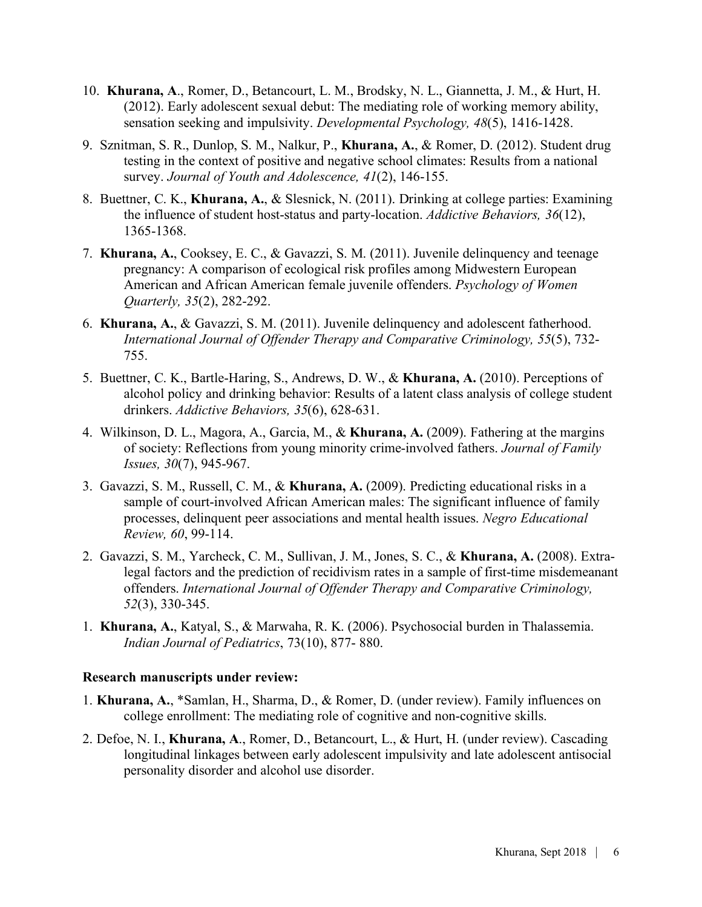10. **Khurana, A**., Romer, D., Betancourt, L. M., Brodsky, N. L., Giannetta, J. M., & Hurt, H. (2012). Early adolescent sexual debut: The mediating role of working memory ability, sensation seeking and impulsivity. *Developmental Psychology, 48*(5), 1416-1428.

9. Sznitman, S. R., Dunlop, S. M., Nalkur, P., **Khurana, A.**, & Romer, D. (2012). Student drug testing in the context of positive and negative school climates: Results from a national survey. *Journal of Youth and Adolescence, 41*(2), 146-155.

8. Buettner, C. K., **Khurana, A.**, & Slesnick, N. (2011). Drinking at college parties: Examining the influence of student host-status and party-location. *Addictive Behaviors, 36*(12), 1365-1368.

7. **Khurana, A.**, Cooksey, E. C., & Gavazzi, S. M. (2011). Juvenile delinquency and teenage pregnancy: A comparison of ecological risk profiles among Midwestern European American and African American female juvenile offenders. *Psychology of Women Quarterly, 35*(2), 282-292.

6. **Khurana, A.**, & Gavazzi, S. M. (2011). Juvenile delinquency and adolescent fatherhood. *International Journal of Offender Therapy and Comparative Criminology, 55*(5), 732-755.

5. Buettner, C. K., Bartle-Haring, S., Andrews, D. W., & **Khurana, A.** (2010). Perceptions of alcohol policy and drinking behavior: Results of a latent class analysis of college student drinkers. *Addictive Behaviors, 35*(6), 628-631.

4. Wilkinson, D. L., Magora, A., Garcia, M., & **Khurana, A.** (2009). Fathering at the margins of society: Reflections from young minority crime-involved fathers. *Journal of Family Issues, 30*(7), 945-967.

3. Gavazzi, S. M., Russell, C. M., & **Khurana, A.** (2009). Predicting educational risks in a sample of court-involved African American males: The significant influence of family processes, delinquent peer associations and mental health issues. *Negro Educational Review, 60*, 99-114.

2. Gavazzi, S. M., Yarcheck, C. M., Sullivan, J. M., Jones, S. C., & **Khurana, A.** (2008). Extra-legal factors and the prediction of recidivism rates in a sample of first-time misdemeanant offenders. *International Journal of Offender Therapy and Comparative Criminology, 52*(3), 330-345.

1. **Khurana, A.**, Katyal, S., & Marwaha, R. K. (2006). Psychosocial burden in Thalassemia. *Indian Journal of Pediatrics*, 73(10), 877- 880.

**Research manuscripts under review:**

1. **Khurana, A.**, *Samlan, H., Sharma, D., & Romer, D. (under review). Family influences on college enrollment: The mediating role of cognitive and non-cognitive skills.

2. Defoe, N. I., **Khurana, A**., Romer, D., Betancourt, L., & Hurt, H. (under review). Cascading longitudinal linkages between early adolescent impulsivity and late adolescent antisocial personality disorder and alcohol use disorder.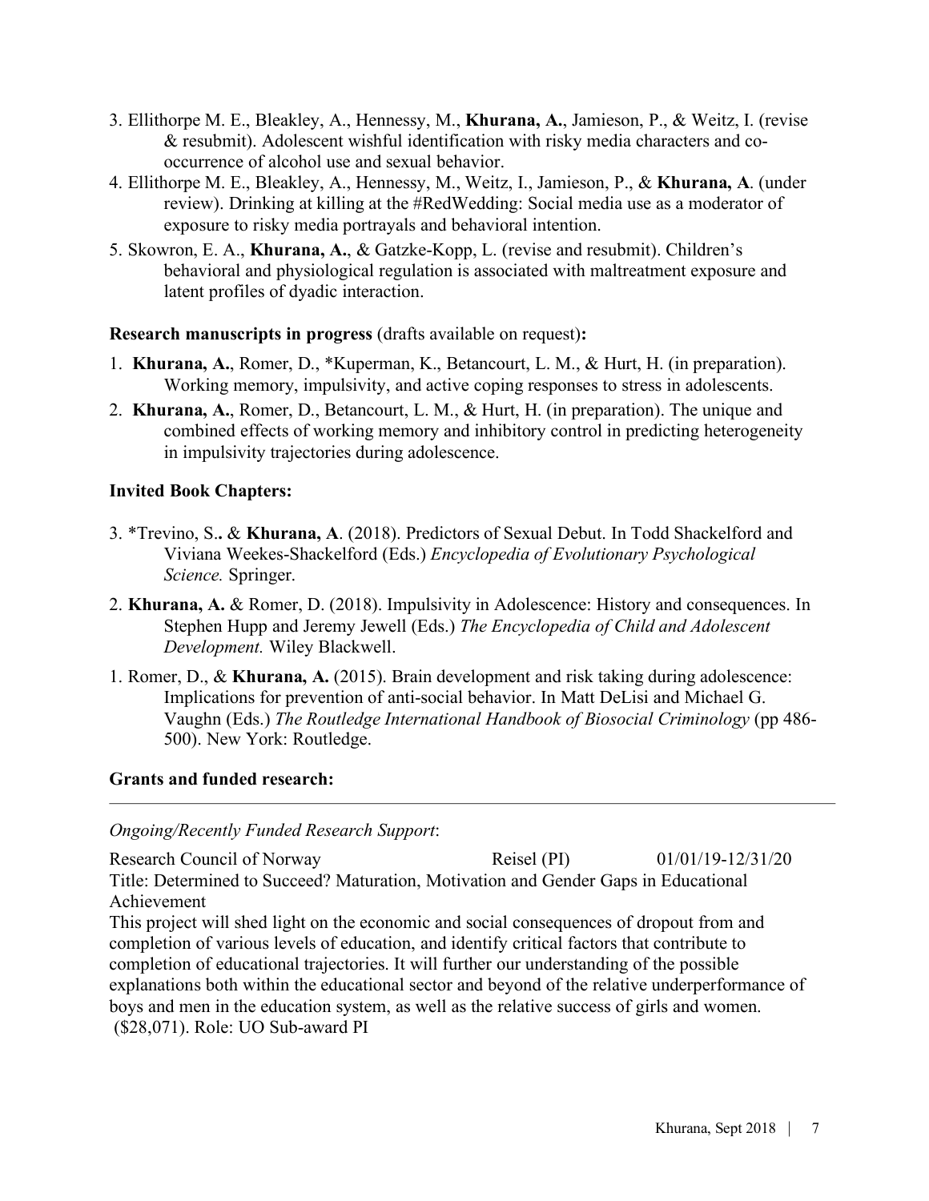3. Ellithorpe M. E., Bleakley, A., Hennessy, M., **Khurana, A.**, Jamieson, P., & Weitz, I. (revise & resubmit). Adolescent wishful identification with risky media characters and co-occurrence of alcohol use and sexual behavior.
4. Ellithorpe M. E., Bleakley, A., Hennessy, M., Weitz, I., Jamieson, P., & **Khurana, A**. (under review). Drinking at killing at the #RedWedding: Social media use as a moderator of exposure to risky media portrayals and behavioral intention.
5. Skowron, E. A., **Khurana, A.**, & Gatzke-Kopp, L. (revise and resubmit). Children's behavioral and physiological regulation is associated with maltreatment exposure and latent profiles of dyadic interaction.

**Research manuscripts in progress** (drafts available on request)**:**

1. **Khurana, A.**, Romer, D., *Kuperman, K., Betancourt, L. M., & Hurt, H. (in preparation). Working memory, impulsivity, and active coping responses to stress in adolescents.
2. **Khurana, A.**, Romer, D., Betancourt, L. M., & Hurt, H. (in preparation). The unique and combined effects of working memory and inhibitory control in predicting heterogeneity in impulsivity trajectories during adolescence.

**Invited Book Chapters:**

3. *Trevino, S**.** & **Khurana, A**. (2018). Predictors of Sexual Debut. In Todd Shackelford and Viviana Weekes-Shackelford (Eds.) *Encyclopedia of Evolutionary Psychological Science.* Springer.
2. **Khurana, A.** & Romer, D. (2018). Impulsivity in Adolescence: History and consequences. In Stephen Hupp and Jeremy Jewell (Eds.) *The Encyclopedia of Child and Adolescent Development.* Wiley Blackwell.
1. Romer, D., & **Khurana, A.** (2015). Brain development and risk taking during adolescence: Implications for prevention of anti-social behavior. In Matt DeLisi and Michael G. Vaughn (Eds.) *The Routledge International Handbook of Biosocial Criminology* (pp 486-500). New York: Routledge.

**Grants and funded research:**

---

*Ongoing/Recently Funded Research Support*:

Research Council of Norway — Reisel (PI) — 01/01/19-12/31/20

Title: Determined to Succeed? Maturation, Motivation and Gender Gaps in Educational Achievement

This project will shed light on the economic and social consequences of dropout from and completion of various levels of education, and identify critical factors that contribute to completion of educational trajectories. It will further our understanding of the possible explanations both within the educational sector and beyond of the relative underperformance of boys and men in the education system, as well as the relative success of girls and women. ($28,071). Role: UO Sub-award PI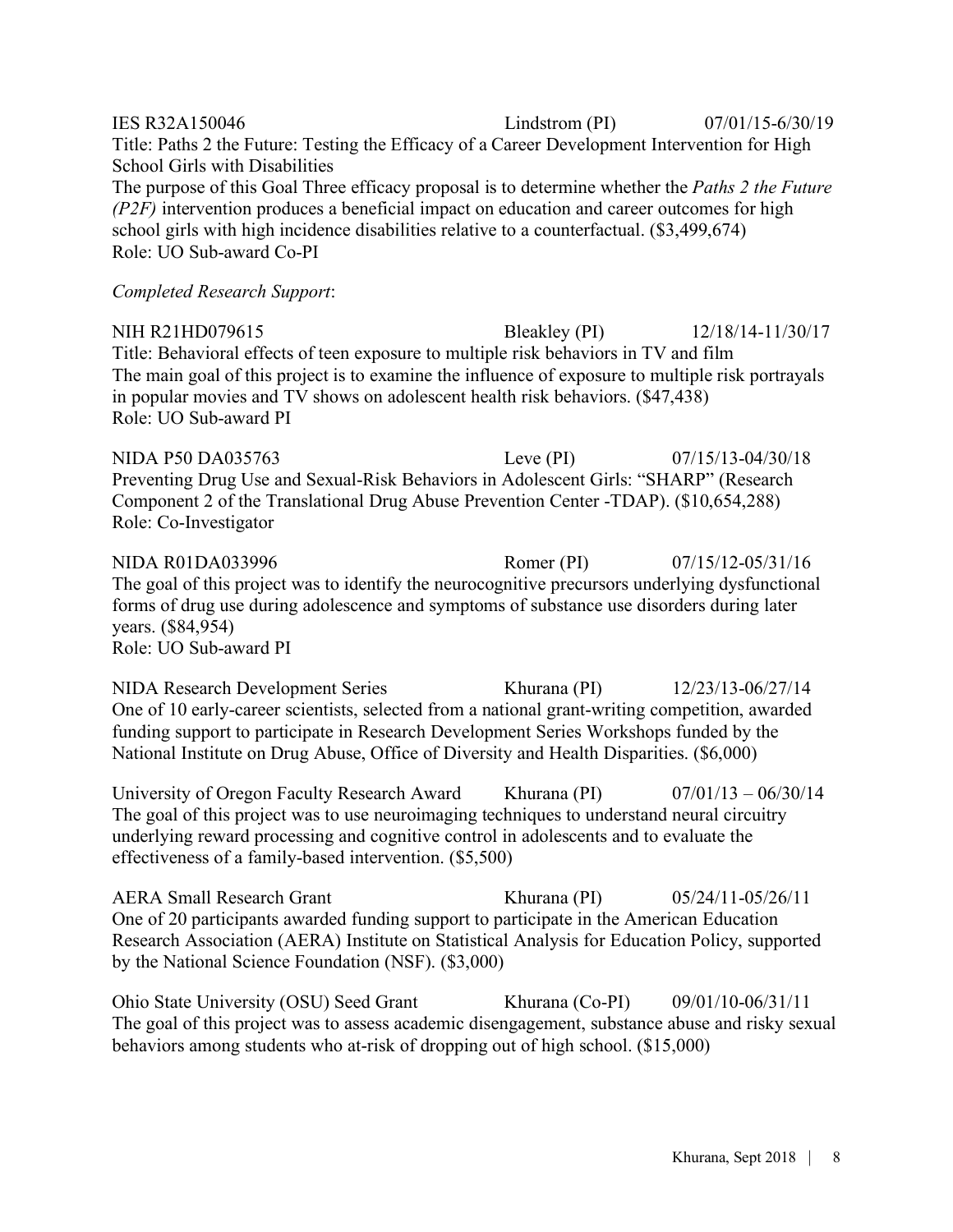IES R32A150046 Lindstrom (PI) 07/01/15-6/30/19
Title: Paths 2 the Future: Testing the Efficacy of a Career Development Intervention for High School Girls with Disabilities
The purpose of this Goal Three efficacy proposal is to determine whether the *Paths 2 the Future (P2F)* intervention produces a beneficial impact on education and career outcomes for high school girls with high incidence disabilities relative to a counterfactual. ($3,499,674)
Role: UO Sub-award Co-PI

*Completed Research Support*:

NIH R21HD079615 Bleakley (PI) 12/18/14-11/30/17
Title: Behavioral effects of teen exposure to multiple risk behaviors in TV and film
The main goal of this project is to examine the influence of exposure to multiple risk portrayals in popular movies and TV shows on adolescent health risk behaviors. ($47,438)
Role: UO Sub-award PI

NIDA P50 DA035763 Leve (PI) 07/15/13-04/30/18
Preventing Drug Use and Sexual-Risk Behaviors in Adolescent Girls: "SHARP" (Research Component 2 of the Translational Drug Abuse Prevention Center -TDAP). ($10,654,288)
Role: Co-Investigator

NIDA R01DA033996 Romer (PI) 07/15/12-05/31/16
The goal of this project was to identify the neurocognitive precursors underlying dysfunctional forms of drug use during adolescence and symptoms of substance use disorders during later years. ($84,954)
Role: UO Sub-award PI

NIDA Research Development Series Khurana (PI) 12/23/13-06/27/14
One of 10 early-career scientists, selected from a national grant-writing competition, awarded funding support to participate in Research Development Series Workshops funded by the National Institute on Drug Abuse, Office of Diversity and Health Disparities. ($6,000)

University of Oregon Faculty Research Award Khurana (PI) 07/01/13 – 06/30/14
The goal of this project was to use neuroimaging techniques to understand neural circuitry underlying reward processing and cognitive control in adolescents and to evaluate the effectiveness of a family-based intervention. ($5,500)

AERA Small Research Grant Khurana (PI) 05/24/11-05/26/11
One of 20 participants awarded funding support to participate in the American Education Research Association (AERA) Institute on Statistical Analysis for Education Policy, supported by the National Science Foundation (NSF). ($3,000)

Ohio State University (OSU) Seed Grant Khurana (Co-PI) 09/01/10-06/31/11
The goal of this project was to assess academic disengagement, substance abuse and risky sexual behaviors among students who at-risk of dropping out of high school. ($15,000)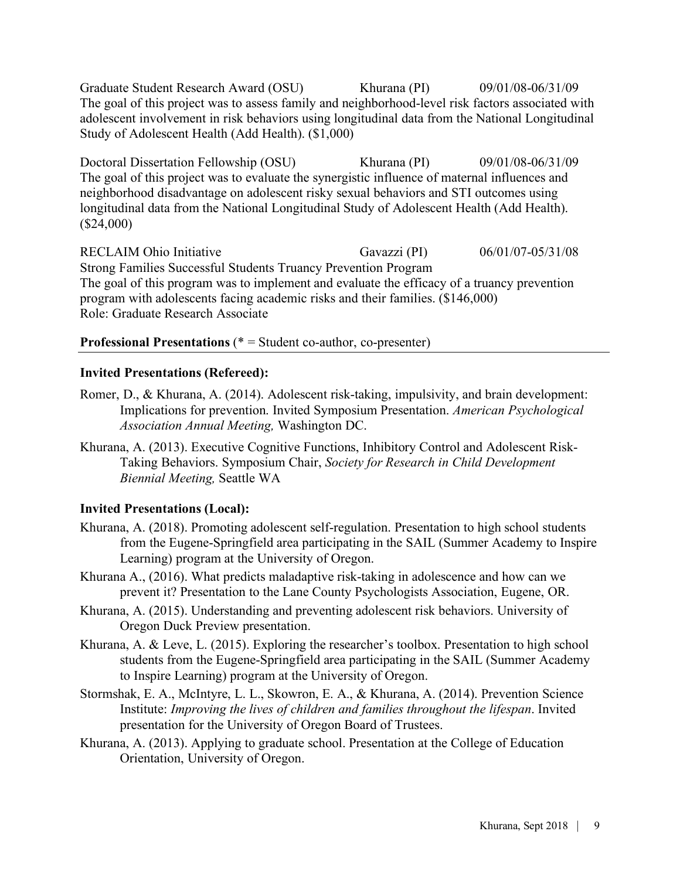Graduate Student Research Award (OSU) Khurana (PI) 09/01/08-06/31/09
The goal of this project was to assess family and neighborhood-level risk factors associated with adolescent involvement in risk behaviors using longitudinal data from the National Longitudinal Study of Adolescent Health (Add Health). ($1,000)

Doctoral Dissertation Fellowship (OSU) Khurana (PI) 09/01/08-06/31/09
The goal of this project was to evaluate the synergistic influence of maternal influences and neighborhood disadvantage on adolescent risky sexual behaviors and STI outcomes using longitudinal data from the National Longitudinal Study of Adolescent Health (Add Health). ($24,000)

RECLAIM Ohio Initiative Gavazzi (PI) 06/01/07-05/31/08
Strong Families Successful Students Truancy Prevention Program
The goal of this program was to implement and evaluate the efficacy of a truancy prevention program with adolescents facing academic risks and their families. ($146,000)
Role: Graduate Research Associate

## **Professional Presentations** (* = Student co-author, co-presenter)

### **Invited Presentations (Refereed):**

Romer, D., & Khurana, A. (2014). Adolescent risk-taking, impulsivity, and brain development: Implications for prevention. Invited Symposium Presentation. *American Psychological Association Annual Meeting,* Washington DC.

Khurana, A. (2013). Executive Cognitive Functions, Inhibitory Control and Adolescent Risk-Taking Behaviors. Symposium Chair, *Society for Research in Child Development Biennial Meeting,* Seattle WA

### **Invited Presentations (Local):**

Khurana, A. (2018). Promoting adolescent self-regulation. Presentation to high school students from the Eugene-Springfield area participating in the SAIL (Summer Academy to Inspire Learning) program at the University of Oregon.

Khurana A., (2016). What predicts maladaptive risk-taking in adolescence and how can we prevent it? Presentation to the Lane County Psychologists Association, Eugene, OR.

Khurana, A. (2015). Understanding and preventing adolescent risk behaviors. University of Oregon Duck Preview presentation.

Khurana, A. & Leve, L. (2015). Exploring the researcher's toolbox. Presentation to high school students from the Eugene-Springfield area participating in the SAIL (Summer Academy to Inspire Learning) program at the University of Oregon.

Stormshak, E. A., McIntyre, L. L., Skowron, E. A., & Khurana, A. (2014). Prevention Science Institute: *Improving the lives of children and families throughout the lifespan*. Invited presentation for the University of Oregon Board of Trustees.

Khurana, A. (2013). Applying to graduate school. Presentation at the College of Education Orientation, University of Oregon.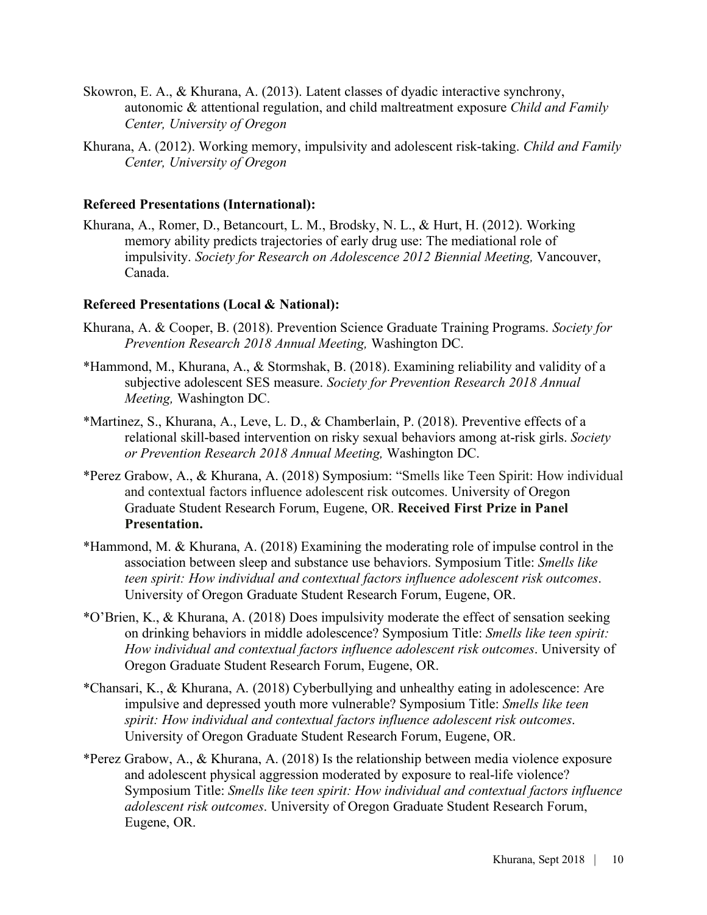Skowron, E. A., & Khurana, A. (2013). Latent classes of dyadic interactive synchrony, autonomic & attentional regulation, and child maltreatment exposure *Child and Family Center, University of Oregon*

Khurana, A. (2012). Working memory, impulsivity and adolescent risk-taking. *Child and Family Center, University of Oregon*

**Refereed Presentations (International):**

Khurana, A., Romer, D., Betancourt, L. M., Brodsky, N. L., & Hurt, H. (2012). Working memory ability predicts trajectories of early drug use: The mediational role of impulsivity. *Society for Research on Adolescence 2012 Biennial Meeting,* Vancouver, Canada.

**Refereed Presentations (Local & National):**

Khurana, A. & Cooper, B. (2018). Prevention Science Graduate Training Programs. *Society for Prevention Research 2018 Annual Meeting,* Washington DC.

*Hammond, M., Khurana, A., & Stormshak, B. (2018). Examining reliability and validity of a subjective adolescent SES measure. *Society for Prevention Research 2018 Annual Meeting,* Washington DC.

*Martinez, S., Khurana, A., Leve, L. D., & Chamberlain, P. (2018). Preventive effects of a relational skill-based intervention on risky sexual behaviors among at-risk girls. *Society or Prevention Research 2018 Annual Meeting,* Washington DC.

*Perez Grabow, A., & Khurana, A. (2018) Symposium: "Smells like Teen Spirit: How individual and contextual factors influence adolescent risk outcomes. University of Oregon Graduate Student Research Forum, Eugene, OR. **Received First Prize in Panel Presentation.**

*Hammond, M. & Khurana, A. (2018) Examining the moderating role of impulse control in the association between sleep and substance use behaviors. Symposium Title: *Smells like teen spirit: How individual and contextual factors influence adolescent risk outcomes*. University of Oregon Graduate Student Research Forum, Eugene, OR.

*O'Brien, K., & Khurana, A. (2018) Does impulsivity moderate the effect of sensation seeking on drinking behaviors in middle adolescence? Symposium Title: *Smells like teen spirit: How individual and contextual factors influence adolescent risk outcomes*. University of Oregon Graduate Student Research Forum, Eugene, OR.

*Chansari, K., & Khurana, A. (2018) Cyberbullying and unhealthy eating in adolescence: Are impulsive and depressed youth more vulnerable? Symposium Title: *Smells like teen spirit: How individual and contextual factors influence adolescent risk outcomes*. University of Oregon Graduate Student Research Forum, Eugene, OR.

*Perez Grabow, A., & Khurana, A. (2018) Is the relationship between media violence exposure and adolescent physical aggression moderated by exposure to real-life violence? Symposium Title: *Smells like teen spirit: How individual and contextual factors influence adolescent risk outcomes*. University of Oregon Graduate Student Research Forum, Eugene, OR.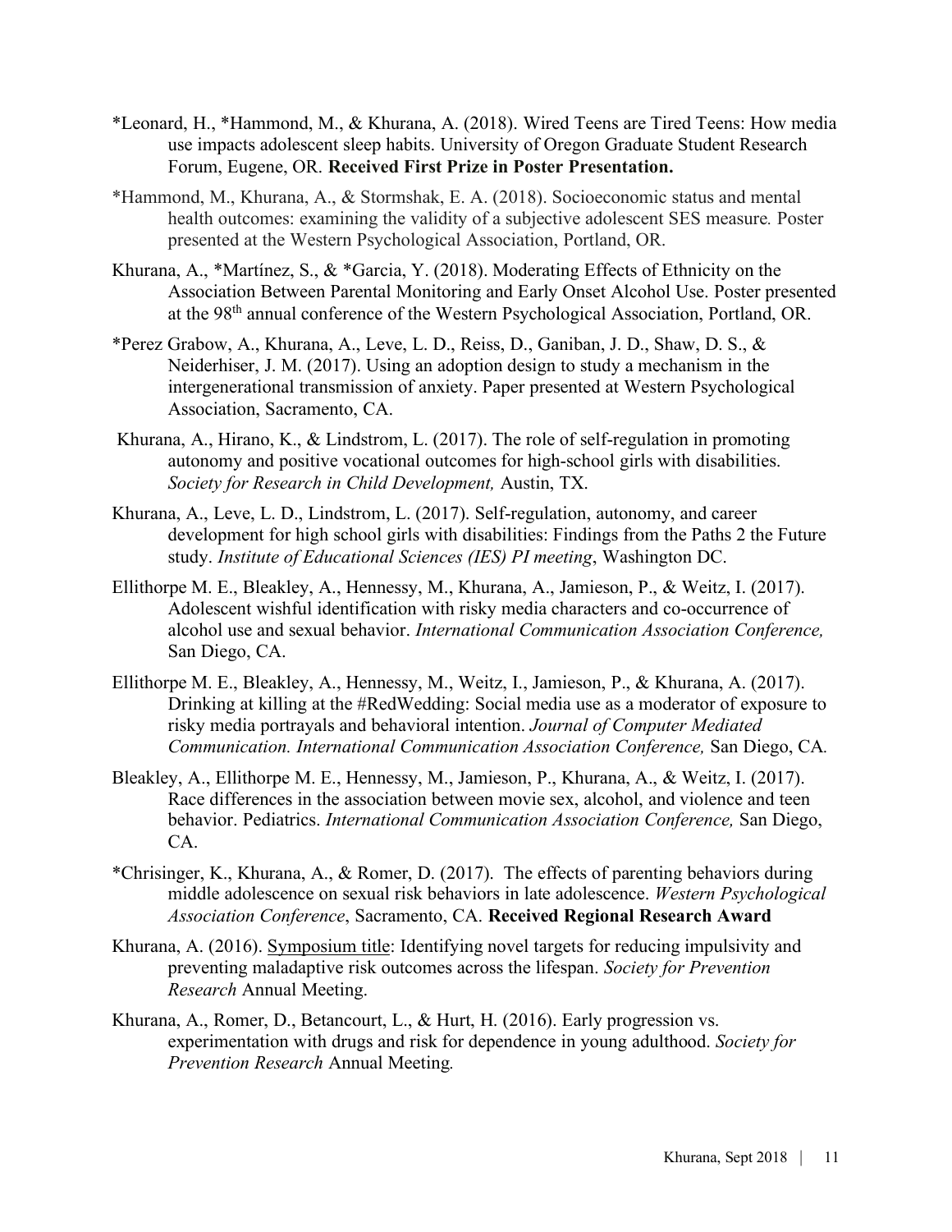*Leonard, H., *Hammond, M., & Khurana, A. (2018). Wired Teens are Tired Teens: How media use impacts adolescent sleep habits. University of Oregon Graduate Student Research Forum, Eugene, OR. **Received First Prize in Poster Presentation.**

*Hammond, M., Khurana, A., & Stormshak, E. A. (2018). Socioeconomic status and mental health outcomes: examining the validity of a subjective adolescent SES measure. Poster presented at the Western Psychological Association, Portland, OR.

Khurana, A., *Martínez, S., & *Garcia, Y. (2018). Moderating Effects of Ethnicity on the Association Between Parental Monitoring and Early Onset Alcohol Use. Poster presented at the 98th annual conference of the Western Psychological Association, Portland, OR.

*Perez Grabow, A., Khurana, A., Leve, L. D., Reiss, D., Ganiban, J. D., Shaw, D. S., & Neiderhiser, J. M. (2017). Using an adoption design to study a mechanism in the intergenerational transmission of anxiety. Paper presented at Western Psychological Association, Sacramento, CA.

Khurana, A., Hirano, K., & Lindstrom, L. (2017). The role of self-regulation in promoting autonomy and positive vocational outcomes for high-school girls with disabilities. *Society for Research in Child Development,* Austin, TX.

Khurana, A., Leve, L. D., Lindstrom, L. (2017). Self-regulation, autonomy, and career development for high school girls with disabilities: Findings from the Paths 2 the Future study. *Institute of Educational Sciences (IES) PI meeting*, Washington DC.

Ellithorpe M. E., Bleakley, A., Hennessy, M., Khurana, A., Jamieson, P., & Weitz, I. (2017). Adolescent wishful identification with risky media characters and co-occurrence of alcohol use and sexual behavior. *International Communication Association Conference,* San Diego, CA.

Ellithorpe M. E., Bleakley, A., Hennessy, M., Weitz, I., Jamieson, P., & Khurana, A. (2017). Drinking at killing at the #RedWedding: Social media use as a moderator of exposure to risky media portrayals and behavioral intention. *Journal of Computer Mediated Communication. International Communication Association Conference,* San Diego, CA.

Bleakley, A., Ellithorpe M. E., Hennessy, M., Jamieson, P., Khurana, A., & Weitz, I. (2017). Race differences in the association between movie sex, alcohol, and violence and teen behavior. Pediatrics. *International Communication Association Conference,* San Diego, CA.

*Chrisinger, K., Khurana, A., & Romer, D. (2017). The effects of parenting behaviors during middle adolescence on sexual risk behaviors in late adolescence. *Western Psychological Association Conference*, Sacramento, CA. **Received Regional Research Award**

Khurana, A. (2016). Symposium title: Identifying novel targets for reducing impulsivity and preventing maladaptive risk outcomes across the lifespan. *Society for Prevention Research* Annual Meeting.

Khurana, A., Romer, D., Betancourt, L., & Hurt, H. (2016). Early progression vs. experimentation with drugs and risk for dependence in young adulthood. *Society for Prevention Research* Annual Meeting.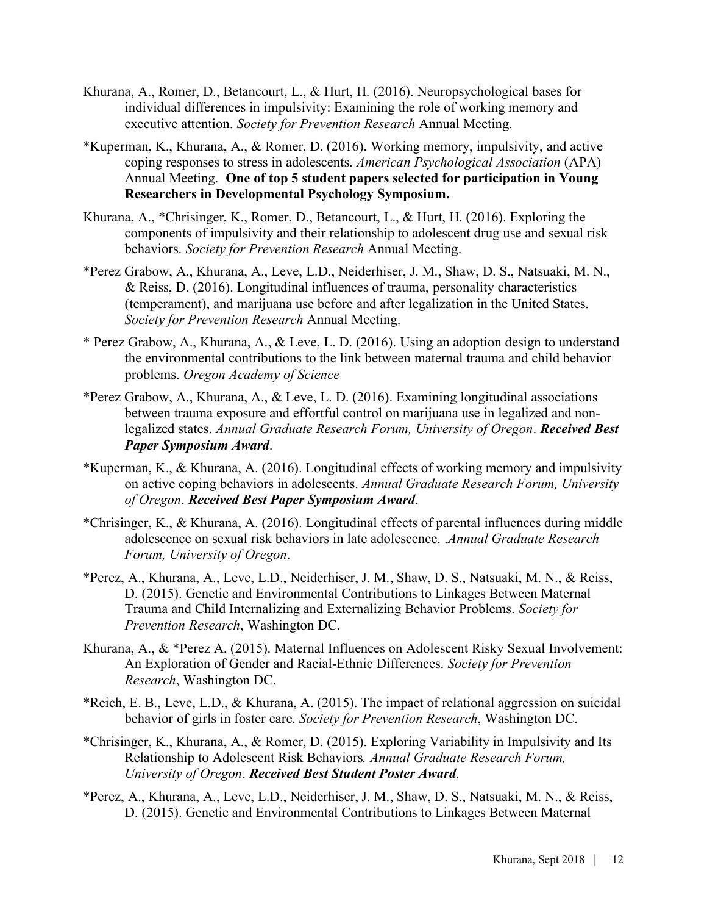Khurana, A., Romer, D., Betancourt, L., & Hurt, H. (2016). Neuropsychological bases for individual differences in impulsivity: Examining the role of working memory and executive attention. *Society for Prevention Research* Annual Meeting*.*

*Kuperman, K., Khurana, A., & Romer, D. (2016). Working memory, impulsivity, and active coping responses to stress in adolescents. *American Psychological Association* (APA) Annual Meeting. **One of top 5 student papers selected for participation in Young Researchers in Developmental Psychology Symposium.**

Khurana, A., *Chrisinger, K., Romer, D., Betancourt, L., & Hurt, H. (2016). Exploring the components of impulsivity and their relationship to adolescent drug use and sexual risk behaviors. *Society for Prevention Research* Annual Meeting.

*Perez Grabow, A., Khurana, A., Leve, L.D., Neiderhiser, J. M., Shaw, D. S., Natsuaki, M. N., & Reiss, D. (2016). Longitudinal influences of trauma, personality characteristics (temperament), and marijuana use before and after legalization in the United States. *Society for Prevention Research* Annual Meeting.

* Perez Grabow, A., Khurana, A., & Leve, L. D. (2016). Using an adoption design to understand the environmental contributions to the link between maternal trauma and child behavior problems. *Oregon Academy of Science*

*Perez Grabow, A., Khurana, A., & Leve, L. D. (2016). Examining longitudinal associations between trauma exposure and effortful control on marijuana use in legalized and non-legalized states. *Annual Graduate Research Forum, University of Oregon*. ***Received Best Paper Symposium Award***.

*Kuperman, K., & Khurana, A. (2016). Longitudinal effects of working memory and impulsivity on active coping behaviors in adolescents. *Annual Graduate Research Forum, University of Oregon*. ***Received Best Paper Symposium Award***.

*Chrisinger, K., & Khurana, A. (2016). Longitudinal effects of parental influences during middle adolescence on sexual risk behaviors in late adolescence. .*Annual Graduate Research Forum, University of Oregon*.

*Perez, A., Khurana, A., Leve, L.D., Neiderhiser, J. M., Shaw, D. S., Natsuaki, M. N., & Reiss, D. (2015). Genetic and Environmental Contributions to Linkages Between Maternal Trauma and Child Internalizing and Externalizing Behavior Problems. *Society for Prevention Research*, Washington DC.

Khurana, A., & *Perez A. (2015). Maternal Influences on Adolescent Risky Sexual Involvement: An Exploration of Gender and Racial-Ethnic Differences. *Society for Prevention Research*, Washington DC.

*Reich, E. B., Leve, L.D., & Khurana, A. (2015). The impact of relational aggression on suicidal behavior of girls in foster care. *Society for Prevention Research*, Washington DC.

*Chrisinger, K., Khurana, A., & Romer, D. (2015). Exploring Variability in Impulsivity and Its Relationship to Adolescent Risk Behaviors*. Annual Graduate Research Forum, University of Oregon*. ***Received Best Student Poster Award***.

*Perez, A., Khurana, A., Leve, L.D., Neiderhiser, J. M., Shaw, D. S., Natsuaki, M. N., & Reiss, D. (2015). Genetic and Environmental Contributions to Linkages Between Maternal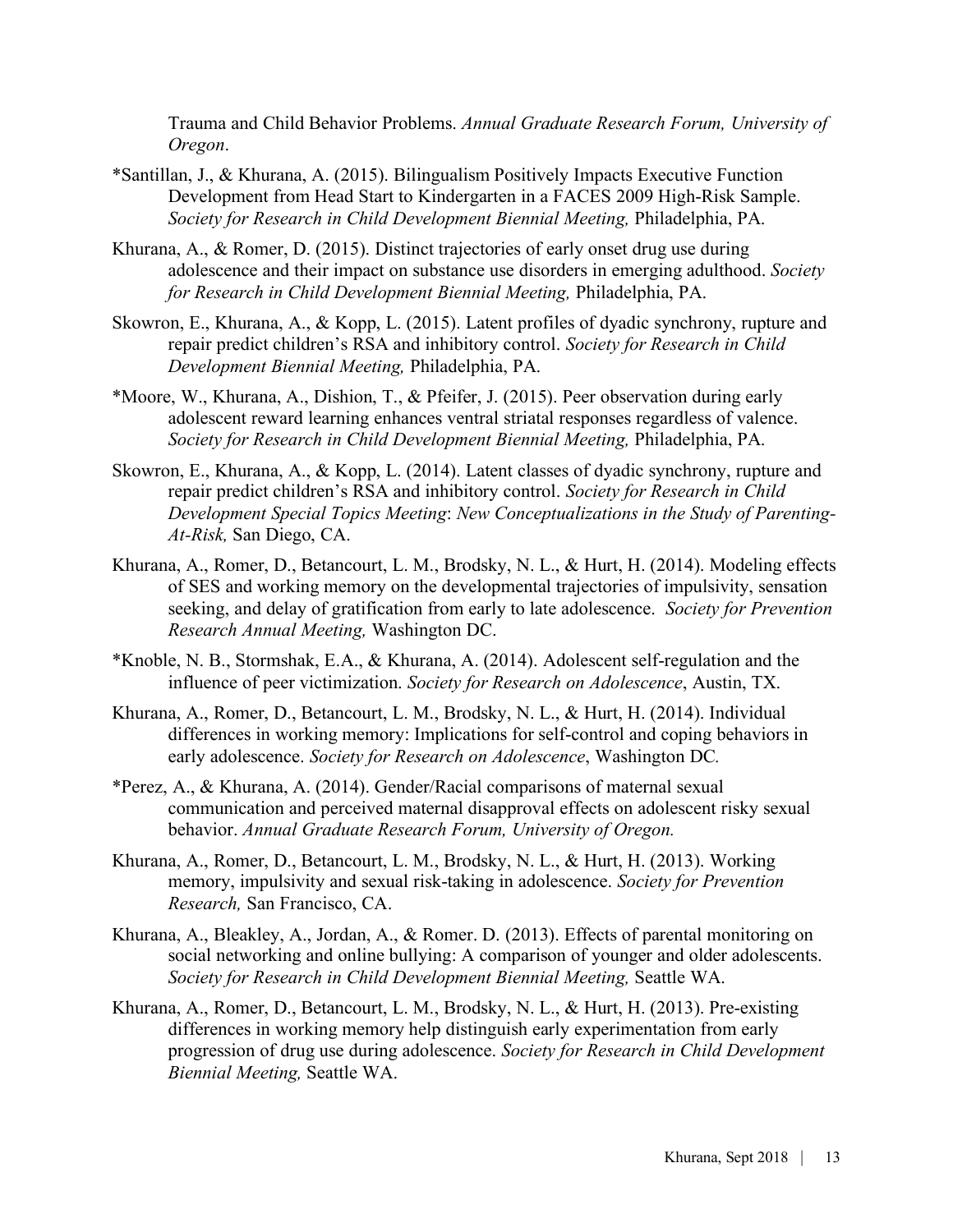Trauma and Child Behavior Problems. *Annual Graduate Research Forum, University of Oregon*.

*Santillan, J., & Khurana, A. (2015). Bilingualism Positively Impacts Executive Function Development from Head Start to Kindergarten in a FACES 2009 High-Risk Sample. *Society for Research in Child Development Biennial Meeting,* Philadelphia, PA.

Khurana, A., & Romer, D. (2015). Distinct trajectories of early onset drug use during adolescence and their impact on substance use disorders in emerging adulthood. *Society for Research in Child Development Biennial Meeting,* Philadelphia, PA.

Skowron, E., Khurana, A., & Kopp, L. (2015). Latent profiles of dyadic synchrony, rupture and repair predict children's RSA and inhibitory control. *Society for Research in Child Development Biennial Meeting,* Philadelphia, PA.

*Moore, W., Khurana, A., Dishion, T., & Pfeifer, J. (2015). Peer observation during early adolescent reward learning enhances ventral striatal responses regardless of valence. *Society for Research in Child Development Biennial Meeting,* Philadelphia, PA.

Skowron, E., Khurana, A., & Kopp, L. (2014). Latent classes of dyadic synchrony, rupture and repair predict children's RSA and inhibitory control. *Society for Research in Child Development Special Topics Meeting*: *New Conceptualizations in the Study of Parenting-At-Risk,* San Diego, CA.

Khurana, A., Romer, D., Betancourt, L. M., Brodsky, N. L., & Hurt, H. (2014). Modeling effects of SES and working memory on the developmental trajectories of impulsivity, sensation seeking, and delay of gratification from early to late adolescence. *Society for Prevention Research Annual Meeting,* Washington DC.

*Knoble, N. B., Stormshak, E.A., & Khurana, A. (2014). Adolescent self-regulation and the influence of peer victimization. *Society for Research on Adolescence*, Austin, TX.

Khurana, A., Romer, D., Betancourt, L. M., Brodsky, N. L., & Hurt, H. (2014). Individual differences in working memory: Implications for self-control and coping behaviors in early adolescence. *Society for Research on Adolescence*, Washington DC.

*Perez, A., & Khurana, A. (2014). Gender/Racial comparisons of maternal sexual communication and perceived maternal disapproval effects on adolescent risky sexual behavior. *Annual Graduate Research Forum, University of Oregon.*

Khurana, A., Romer, D., Betancourt, L. M., Brodsky, N. L., & Hurt, H. (2013). Working memory, impulsivity and sexual risk-taking in adolescence. *Society for Prevention Research,* San Francisco, CA.

Khurana, A., Bleakley, A., Jordan, A., & Romer. D. (2013). Effects of parental monitoring on social networking and online bullying: A comparison of younger and older adolescents. *Society for Research in Child Development Biennial Meeting,* Seattle WA.

Khurana, A., Romer, D., Betancourt, L. M., Brodsky, N. L., & Hurt, H. (2013). Pre-existing differences in working memory help distinguish early experimentation from early progression of drug use during adolescence. *Society for Research in Child Development Biennial Meeting,* Seattle WA.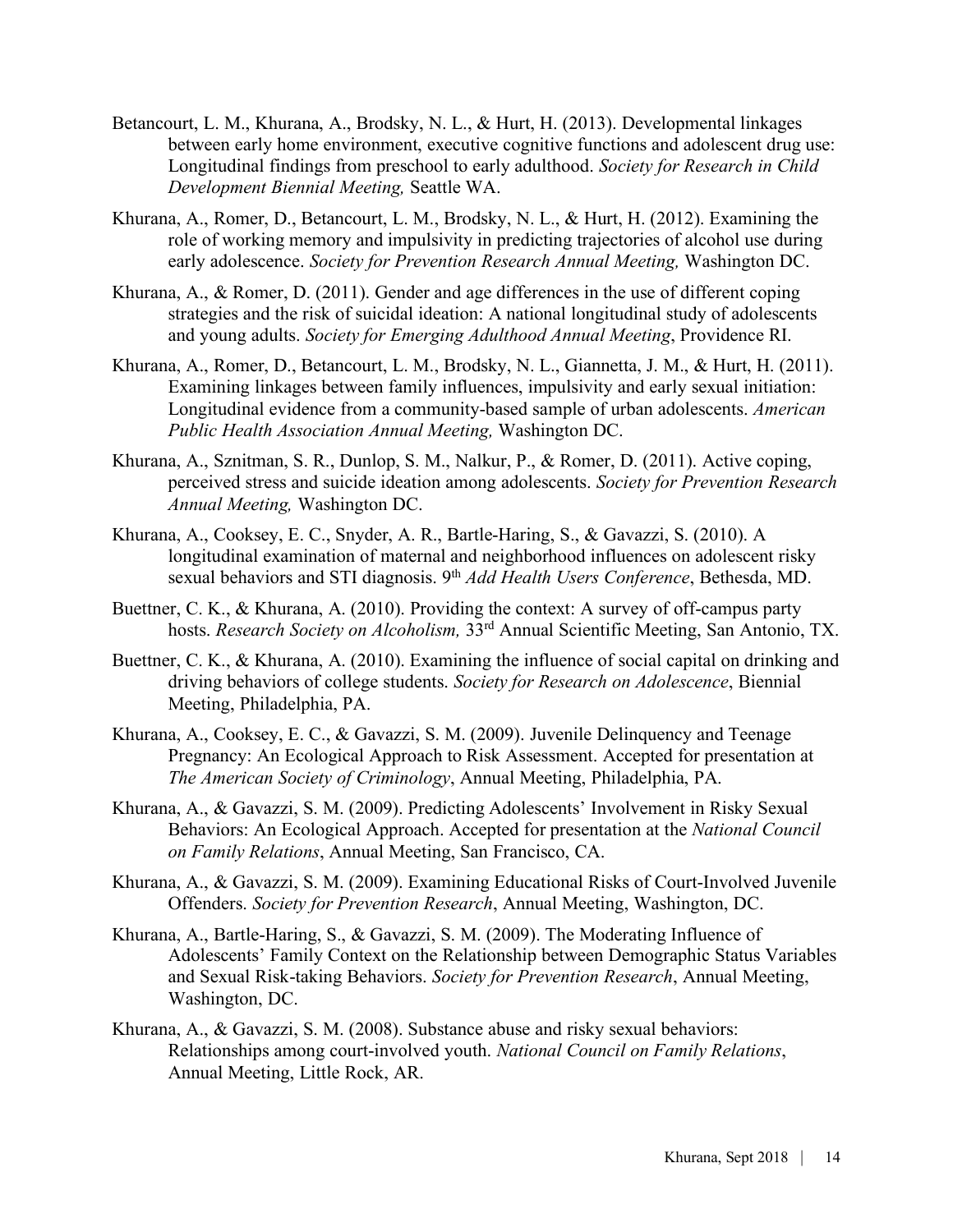Betancourt, L. M., Khurana, A., Brodsky, N. L., & Hurt, H. (2013). Developmental linkages between early home environment, executive cognitive functions and adolescent drug use: Longitudinal findings from preschool to early adulthood. *Society for Research in Child Development Biennial Meeting,* Seattle WA.

Khurana, A., Romer, D., Betancourt, L. M., Brodsky, N. L., & Hurt, H. (2012). Examining the role of working memory and impulsivity in predicting trajectories of alcohol use during early adolescence. *Society for Prevention Research Annual Meeting,* Washington DC.

Khurana, A., & Romer, D. (2011). Gender and age differences in the use of different coping strategies and the risk of suicidal ideation: A national longitudinal study of adolescents and young adults. *Society for Emerging Adulthood Annual Meeting*, Providence RI.

Khurana, A., Romer, D., Betancourt, L. M., Brodsky, N. L., Giannetta, J. M., & Hurt, H. (2011). Examining linkages between family influences, impulsivity and early sexual initiation: Longitudinal evidence from a community-based sample of urban adolescents. *American Public Health Association Annual Meeting,* Washington DC.

Khurana, A., Sznitman, S. R., Dunlop, S. M., Nalkur, P., & Romer, D. (2011). Active coping, perceived stress and suicide ideation among adolescents. *Society for Prevention Research Annual Meeting,* Washington DC.

Khurana, A., Cooksey, E. C., Snyder, A. R., Bartle-Haring, S., & Gavazzi, S. (2010). A longitudinal examination of maternal and neighborhood influences on adolescent risky sexual behaviors and STI diagnosis. 9th *Add Health Users Conference*, Bethesda, MD.

Buettner, C. K., & Khurana, A. (2010). Providing the context: A survey of off-campus party hosts. *Research Society on Alcoholism,* 33rd Annual Scientific Meeting, San Antonio, TX.

Buettner, C. K., & Khurana, A. (2010). Examining the influence of social capital on drinking and driving behaviors of college students. *Society for Research on Adolescence*, Biennial Meeting, Philadelphia, PA.

Khurana, A., Cooksey, E. C., & Gavazzi, S. M. (2009). Juvenile Delinquency and Teenage Pregnancy: An Ecological Approach to Risk Assessment. Accepted for presentation at *The American Society of Criminology*, Annual Meeting, Philadelphia, PA.

Khurana, A., & Gavazzi, S. M. (2009). Predicting Adolescents' Involvement in Risky Sexual Behaviors: An Ecological Approach. Accepted for presentation at the *National Council on Family Relations*, Annual Meeting, San Francisco, CA.

Khurana, A., & Gavazzi, S. M. (2009). Examining Educational Risks of Court-Involved Juvenile Offenders. *Society for Prevention Research*, Annual Meeting, Washington, DC.

Khurana, A., Bartle-Haring, S., & Gavazzi, S. M. (2009). The Moderating Influence of Adolescents' Family Context on the Relationship between Demographic Status Variables and Sexual Risk-taking Behaviors. *Society for Prevention Research*, Annual Meeting, Washington, DC.

Khurana, A., & Gavazzi, S. M. (2008). Substance abuse and risky sexual behaviors: Relationships among court-involved youth. *National Council on Family Relations*, Annual Meeting, Little Rock, AR.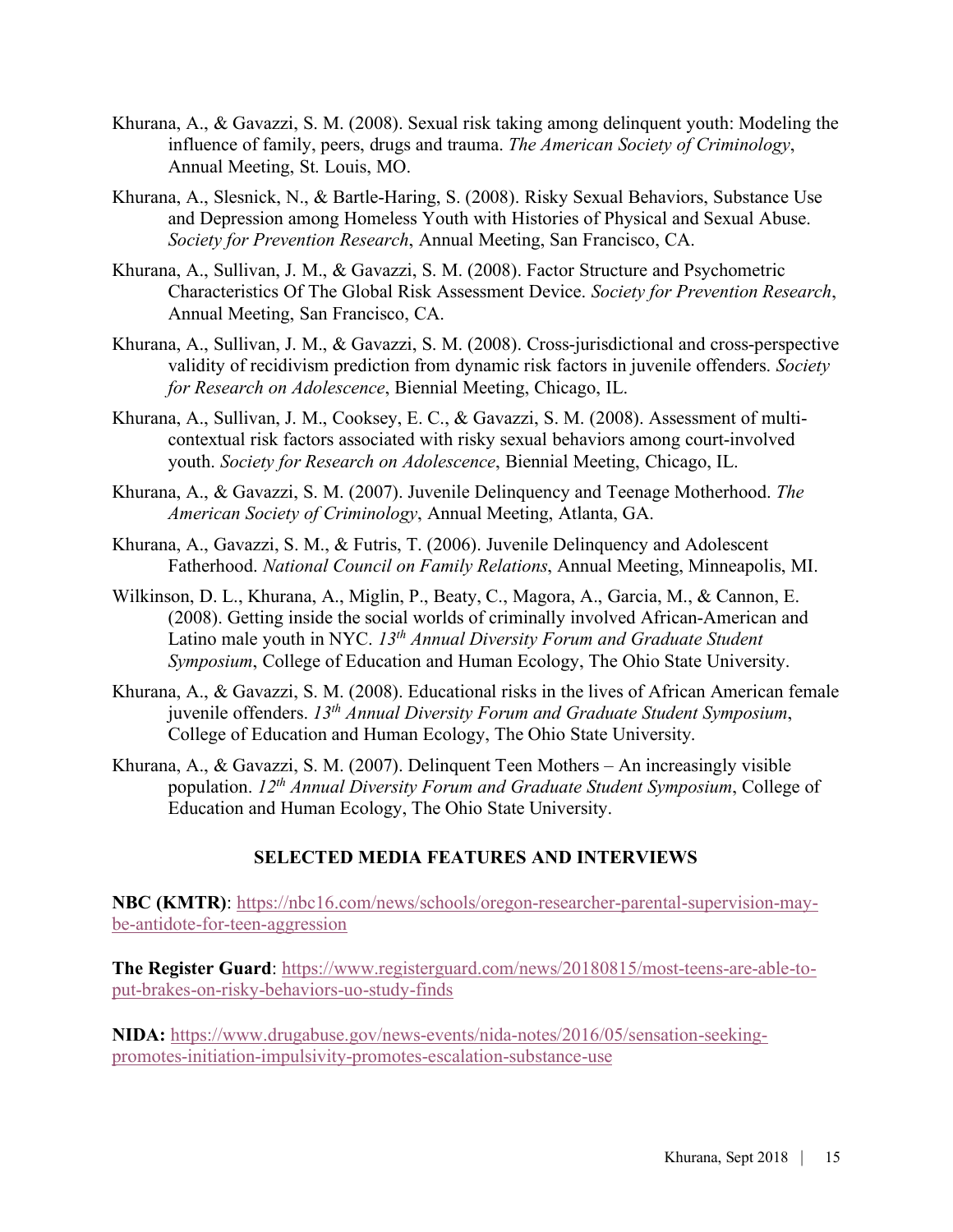Khurana, A., & Gavazzi, S. M. (2008). Sexual risk taking among delinquent youth: Modeling the influence of family, peers, drugs and trauma. *The American Society of Criminology*, Annual Meeting, St. Louis, MO.

Khurana, A., Slesnick, N., & Bartle-Haring, S. (2008). Risky Sexual Behaviors, Substance Use and Depression among Homeless Youth with Histories of Physical and Sexual Abuse. *Society for Prevention Research*, Annual Meeting, San Francisco, CA.

Khurana, A., Sullivan, J. M., & Gavazzi, S. M. (2008). Factor Structure and Psychometric Characteristics Of The Global Risk Assessment Device. *Society for Prevention Research*, Annual Meeting, San Francisco, CA.

Khurana, A., Sullivan, J. M., & Gavazzi, S. M. (2008). Cross-jurisdictional and cross-perspective validity of recidivism prediction from dynamic risk factors in juvenile offenders. *Society for Research on Adolescence*, Biennial Meeting, Chicago, IL.

Khurana, A., Sullivan, J. M., Cooksey, E. C., & Gavazzi, S. M. (2008). Assessment of multi-contextual risk factors associated with risky sexual behaviors among court-involved youth. *Society for Research on Adolescence*, Biennial Meeting, Chicago, IL.

Khurana, A., & Gavazzi, S. M. (2007). Juvenile Delinquency and Teenage Motherhood. *The American Society of Criminology*, Annual Meeting, Atlanta, GA.

Khurana, A., Gavazzi, S. M., & Futris, T. (2006). Juvenile Delinquency and Adolescent Fatherhood. *National Council on Family Relations*, Annual Meeting, Minneapolis, MI.

Wilkinson, D. L., Khurana, A., Miglin, P., Beaty, C., Magora, A., Garcia, M., & Cannon, E. (2008). Getting inside the social worlds of criminally involved African-American and Latino male youth in NYC. *13th Annual Diversity Forum and Graduate Student Symposium*, College of Education and Human Ecology, The Ohio State University.

Khurana, A., & Gavazzi, S. M. (2008). Educational risks in the lives of African American female juvenile offenders. *13th Annual Diversity Forum and Graduate Student Symposium*, College of Education and Human Ecology, The Ohio State University.

Khurana, A., & Gavazzi, S. M. (2007). Delinquent Teen Mothers – An increasingly visible population. *12th Annual Diversity Forum and Graduate Student Symposium*, College of Education and Human Ecology, The Ohio State University.

## SELECTED MEDIA FEATURES AND INTERVIEWS

**NBC (KMTR)**: https://nbc16.com/news/schools/oregon-researcher-parental-supervision-may-be-antidote-for-teen-aggression

**The Register Guard**: https://www.registerguard.com/news/20180815/most-teens-are-able-to-put-brakes-on-risky-behaviors-uo-study-finds

**NIDA:** https://www.drugabuse.gov/news-events/nida-notes/2016/05/sensation-seeking-promotes-initiation-impulsivity-promotes-escalation-substance-use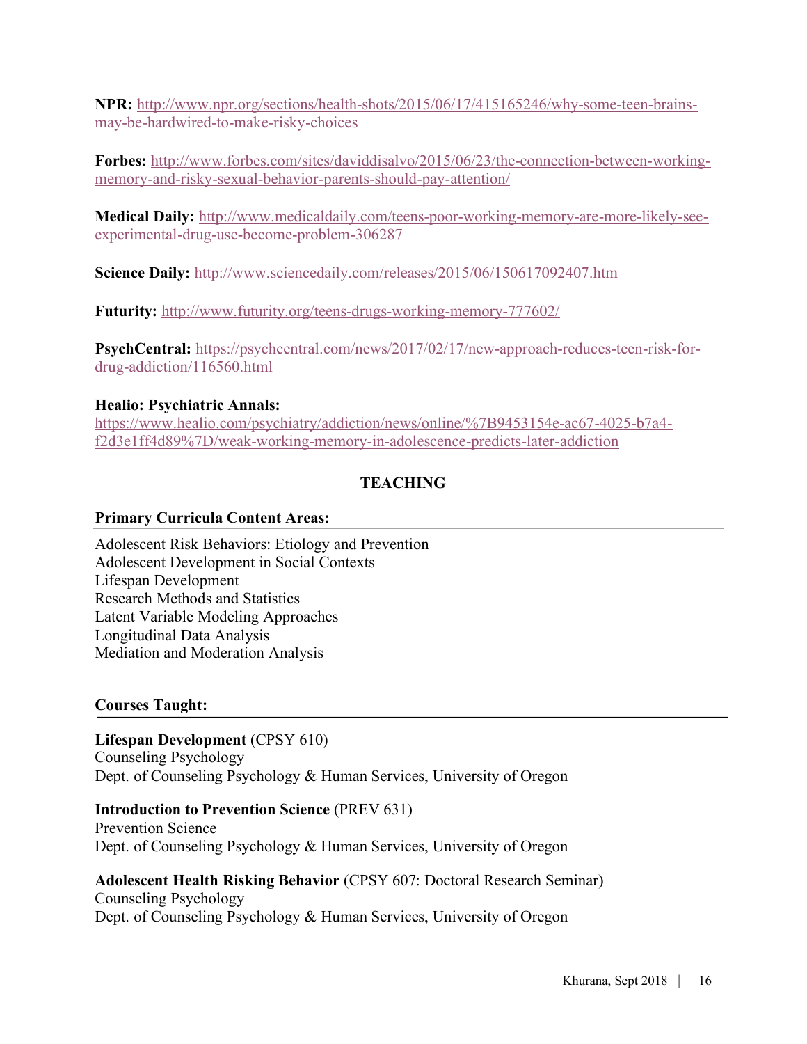**NPR:** http://www.npr.org/sections/health-shots/2015/06/17/415165246/why-some-teen-brains-may-be-hardwired-to-make-risky-choices

**Forbes:** http://www.forbes.com/sites/daviddisalvo/2015/06/23/the-connection-between-working-memory-and-risky-sexual-behavior-parents-should-pay-attention/

**Medical Daily:** http://www.medicaldaily.com/teens-poor-working-memory-are-more-likely-see-experimental-drug-use-become-problem-306287

**Science Daily:** http://www.sciencedaily.com/releases/2015/06/150617092407.htm

**Futurity:** http://www.futurity.org/teens-drugs-working-memory-777602/

**PsychCentral:** https://psychcentral.com/news/2017/02/17/new-approach-reduces-teen-risk-for-drug-addiction/116560.html

**Healio: Psychiatric Annals:**
https://www.healio.com/psychiatry/addiction/news/online/%7B9453154e-ac67-4025-b7a4-f2d3e1ff4d89%7D/weak-working-memory-in-adolescence-predicts-later-addiction

## TEACHING

### Primary Curricula Content Areas:

Adolescent Risk Behaviors: Etiology and Prevention
Adolescent Development in Social Contexts
Lifespan Development
Research Methods and Statistics
Latent Variable Modeling Approaches
Longitudinal Data Analysis
Mediation and Moderation Analysis

### Courses Taught:

**Lifespan Development** (CPSY 610)
Counseling Psychology
Dept. of Counseling Psychology & Human Services, University of Oregon

**Introduction to Prevention Science** (PREV 631)
Prevention Science
Dept. of Counseling Psychology & Human Services, University of Oregon

**Adolescent Health Risking Behavior** (CPSY 607: Doctoral Research Seminar)
Counseling Psychology
Dept. of Counseling Psychology & Human Services, University of Oregon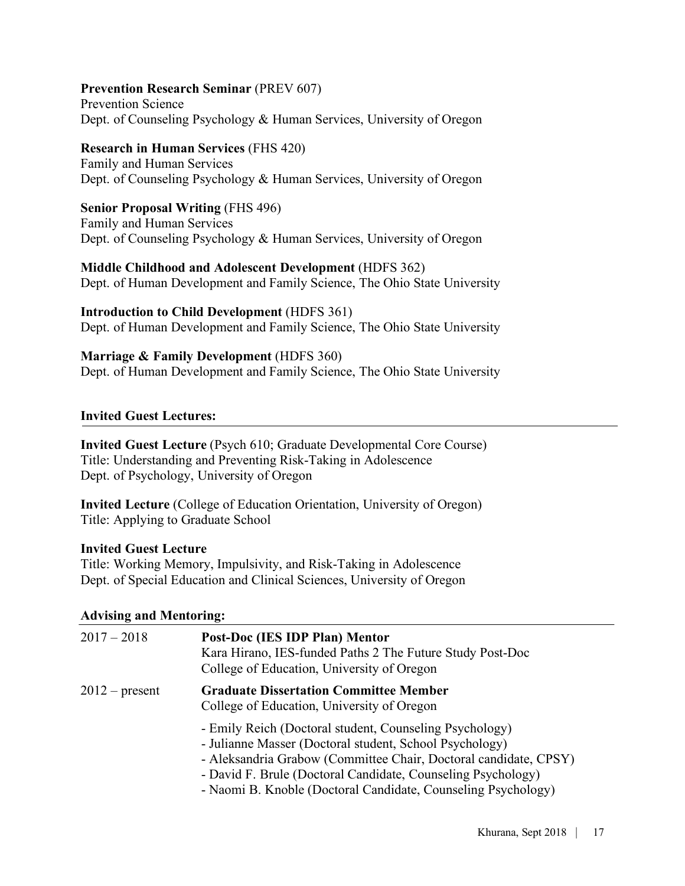**Prevention Research Seminar** (PREV 607)
Prevention Science
Dept. of Counseling Psychology & Human Services, University of Oregon

**Research in Human Services** (FHS 420)
Family and Human Services
Dept. of Counseling Psychology & Human Services, University of Oregon

**Senior Proposal Writing** (FHS 496)
Family and Human Services
Dept. of Counseling Psychology & Human Services, University of Oregon

**Middle Childhood and Adolescent Development** (HDFS 362)
Dept. of Human Development and Family Science, The Ohio State University

**Introduction to Child Development** (HDFS 361)
Dept. of Human Development and Family Science, The Ohio State University

**Marriage & Family Development** (HDFS 360)
Dept. of Human Development and Family Science, The Ohio State University

## Invited Guest Lectures:

**Invited Guest Lecture** (Psych 610; Graduate Developmental Core Course)
Title: Understanding and Preventing Risk-Taking in Adolescence
Dept. of Psychology, University of Oregon

**Invited Lecture** (College of Education Orientation, University of Oregon)
Title: Applying to Graduate School

**Invited Guest Lecture**
Title: Working Memory, Impulsivity, and Risk-Taking in Adolescence
Dept. of Special Education and Clinical Sciences, University of Oregon

## Advising and Mentoring:

2017 – 2018 **Post-Doc (IES IDP Plan) Mentor**
Kara Hirano, IES-funded Paths 2 The Future Study Post-Doc
College of Education, University of Oregon

2012 – present **Graduate Dissertation Committee Member**
College of Education, University of Oregon

- Emily Reich (Doctoral student, Counseling Psychology)
- Julianne Masser (Doctoral student, School Psychology)
- Aleksandria Grabow (Committee Chair, Doctoral candidate, CPSY)
- David F. Brule (Doctoral Candidate, Counseling Psychology)
- Naomi B. Knoble (Doctoral Candidate, Counseling Psychology)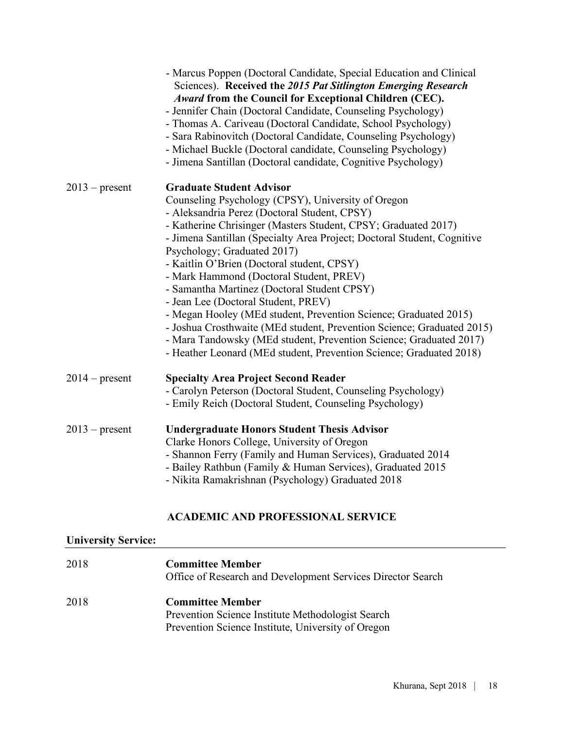- Marcus Poppen (Doctoral Candidate, Special Education and Clinical Sciences). **Received the *2015 Pat Sitlington Emerging Research Award* from the Council for Exceptional Children (CEC).**
- Jennifer Chain (Doctoral Candidate, Counseling Psychology)
- Thomas A. Cariveau (Doctoral Candidate, School Psychology)
- Sara Rabinovitch (Doctoral Candidate, Counseling Psychology)
- Michael Buckle (Doctoral candidate, Counseling Psychology)
- Jimena Santillan (Doctoral candidate, Cognitive Psychology)

2013 – present **Graduate Student Advisor**
Counseling Psychology (CPSY), University of Oregon
- Aleksandria Perez (Doctoral Student, CPSY)
- Katherine Chrisinger (Masters Student, CPSY; Graduated 2017)
- Jimena Santillan (Specialty Area Project; Doctoral Student, Cognitive Psychology; Graduated 2017)
- Kaitlin O'Brien (Doctoral student, CPSY)
- Mark Hammond (Doctoral Student, PREV)
- Samantha Martinez (Doctoral Student CPSY)
- Jean Lee (Doctoral Student, PREV)
- Megan Hooley (MEd student, Prevention Science; Graduated 2015)
- Joshua Crosthwaite (MEd student, Prevention Science; Graduated 2015)
- Mara Tandowsky (MEd student, Prevention Science; Graduated 2017)
- Heather Leonard (MEd student, Prevention Science; Graduated 2018)

2014 – present **Specialty Area Project Second Reader**
- Carolyn Peterson (Doctoral Student, Counseling Psychology)
- Emily Reich (Doctoral Student, Counseling Psychology)

2013 – present **Undergraduate Honors Student Thesis Advisor**
Clarke Honors College, University of Oregon
- Shannon Ferry (Family and Human Services), Graduated 2014
- Bailey Rathbun (Family & Human Services), Graduated 2015
- Nikita Ramakrishnan (Psychology) Graduated 2018

## ACADEMIC AND PROFESSIONAL SERVICE

### University Service:

2018 **Committee Member**
Office of Research and Development Services Director Search

2018 **Committee Member**
Prevention Science Institute Methodologist Search
Prevention Science Institute, University of Oregon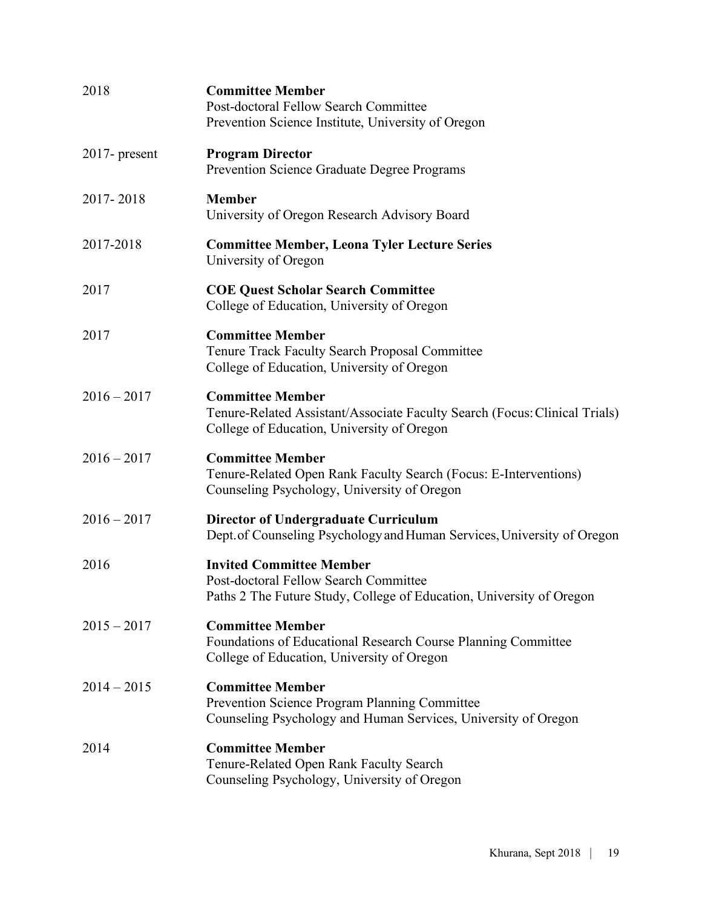2018 **Committee Member**
Post-doctoral Fellow Search Committee
Prevention Science Institute, University of Oregon

2017- present **Program Director**
Prevention Science Graduate Degree Programs

2017- 2018 **Member**
University of Oregon Research Advisory Board

2017-2018 **Committee Member, Leona Tyler Lecture Series**
University of Oregon

2017 **COE Quest Scholar Search Committee**
College of Education, University of Oregon

2017 **Committee Member**
Tenure Track Faculty Search Proposal Committee
College of Education, University of Oregon

2016 – 2017 **Committee Member**
Tenure-Related Assistant/Associate Faculty Search (Focus: Clinical Trials)
College of Education, University of Oregon

2016 – 2017 **Committee Member**
Tenure-Related Open Rank Faculty Search (Focus: E-Interventions)
Counseling Psychology, University of Oregon

2016 – 2017 **Director of Undergraduate Curriculum**
Dept. of Counseling Psychology and Human Services, University of Oregon

2016 **Invited Committee Member**
Post-doctoral Fellow Search Committee
Paths 2 The Future Study, College of Education, University of Oregon

2015 – 2017 **Committee Member**
Foundations of Educational Research Course Planning Committee
College of Education, University of Oregon

2014 – 2015 **Committee Member**
Prevention Science Program Planning Committee
Counseling Psychology and Human Services, University of Oregon

2014 **Committee Member**
Tenure-Related Open Rank Faculty Search
Counseling Psychology, University of Oregon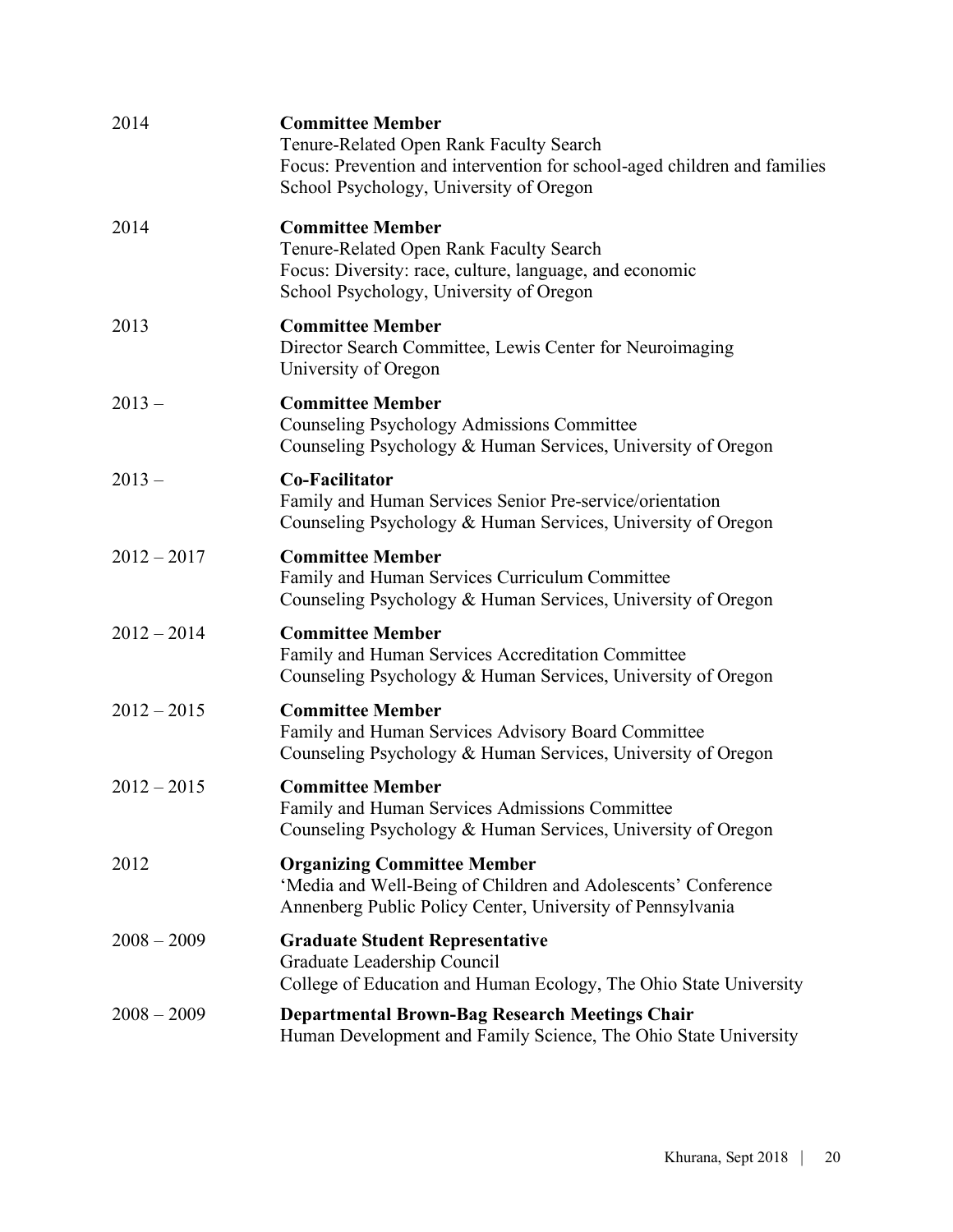2014 **Committee Member**
Tenure-Related Open Rank Faculty Search
Focus: Prevention and intervention for school-aged children and families
School Psychology, University of Oregon

2014 **Committee Member**
Tenure-Related Open Rank Faculty Search
Focus: Diversity: race, culture, language, and economic
School Psychology, University of Oregon

2013 **Committee Member**
Director Search Committee, Lewis Center for Neuroimaging
University of Oregon

2013 – **Committee Member**
Counseling Psychology Admissions Committee
Counseling Psychology & Human Services, University of Oregon

2013 – **Co-Facilitator**
Family and Human Services Senior Pre-service/orientation
Counseling Psychology & Human Services, University of Oregon

2012 – 2017 **Committee Member**
Family and Human Services Curriculum Committee
Counseling Psychology & Human Services, University of Oregon

2012 – 2014 **Committee Member**
Family and Human Services Accreditation Committee
Counseling Psychology & Human Services, University of Oregon

2012 – 2015 **Committee Member**
Family and Human Services Advisory Board Committee
Counseling Psychology & Human Services, University of Oregon

2012 – 2015 **Committee Member**
Family and Human Services Admissions Committee
Counseling Psychology & Human Services, University of Oregon

2012 **Organizing Committee Member**
'Media and Well-Being of Children and Adolescents' Conference
Annenberg Public Policy Center, University of Pennsylvania

2008 – 2009 **Graduate Student Representative**
Graduate Leadership Council
College of Education and Human Ecology, The Ohio State University

2008 – 2009 **Departmental Brown-Bag Research Meetings Chair**
Human Development and Family Science, The Ohio State University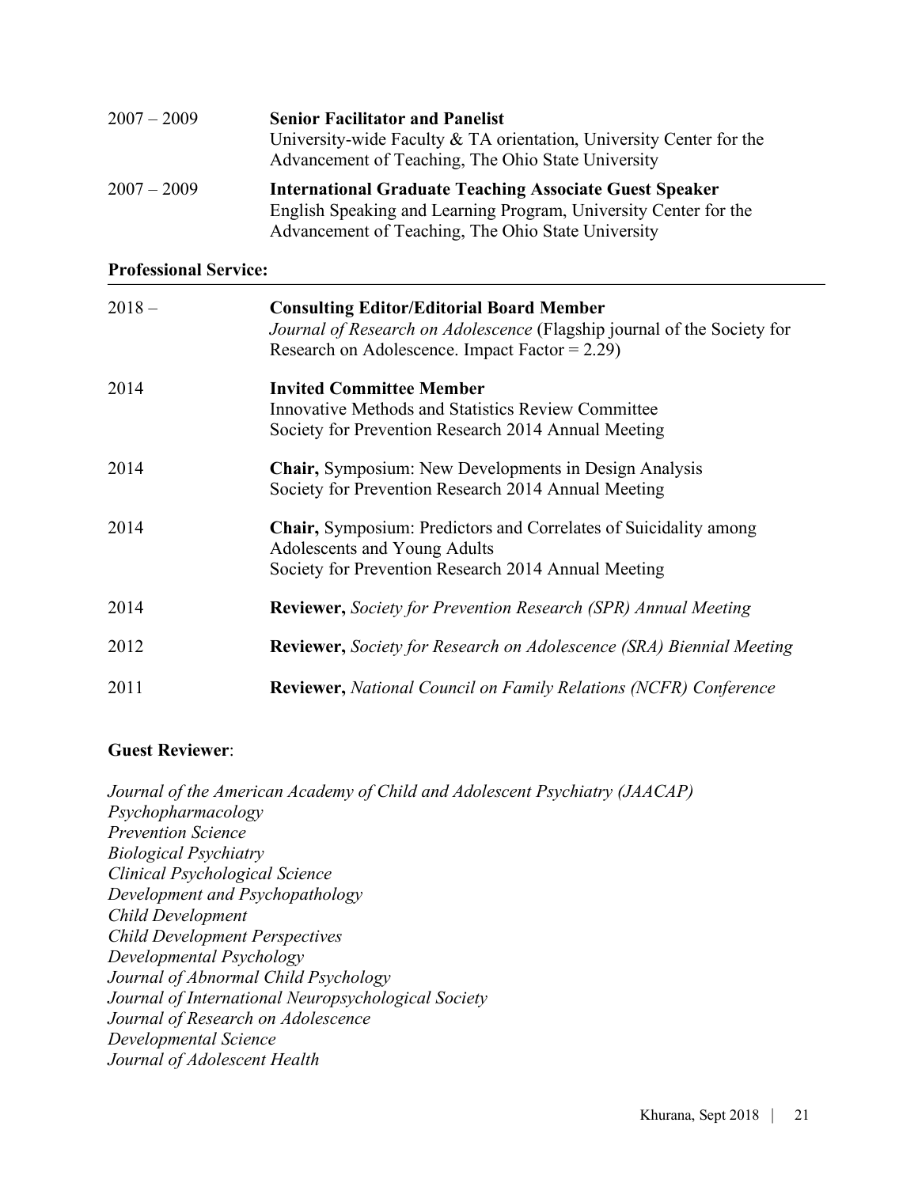2007 – 2009 **Senior Facilitator and Panelist**
University-wide Faculty & TA orientation, University Center for the Advancement of Teaching, The Ohio State University

2007 – 2009 **International Graduate Teaching Associate Guest Speaker**
English Speaking and Learning Program, University Center for the Advancement of Teaching, The Ohio State University

**Professional Service:**

2018 – **Consulting Editor/Editorial Board Member**
*Journal of Research on Adolescence* (Flagship journal of the Society for Research on Adolescence. Impact Factor = 2.29)

2014 **Invited Committee Member**
Innovative Methods and Statistics Review Committee
Society for Prevention Research 2014 Annual Meeting

2014 **Chair,** Symposium: New Developments in Design Analysis
Society for Prevention Research 2014 Annual Meeting

2014 **Chair,** Symposium: Predictors and Correlates of Suicidality among Adolescents and Young Adults
Society for Prevention Research 2014 Annual Meeting

2014 **Reviewer,** *Society for Prevention Research (SPR) Annual Meeting*

2012 **Reviewer,** *Society for Research on Adolescence (SRA) Biennial Meeting*

2011 **Reviewer,** *National Council on Family Relations (NCFR) Conference*

**Guest Reviewer**:

*Journal of the American Academy of Child and Adolescent Psychiatry (JAACAP)*
*Psychopharmacology*
*Prevention Science*
*Biological Psychiatry*
*Clinical Psychological Science*
*Development and Psychopathology*
*Child Development*
*Child Development Perspectives*
*Developmental Psychology*
*Journal of Abnormal Child Psychology*
*Journal of International Neuropsychological Society*
*Journal of Research on Adolescence*
*Developmental Science*
*Journal of Adolescent Health*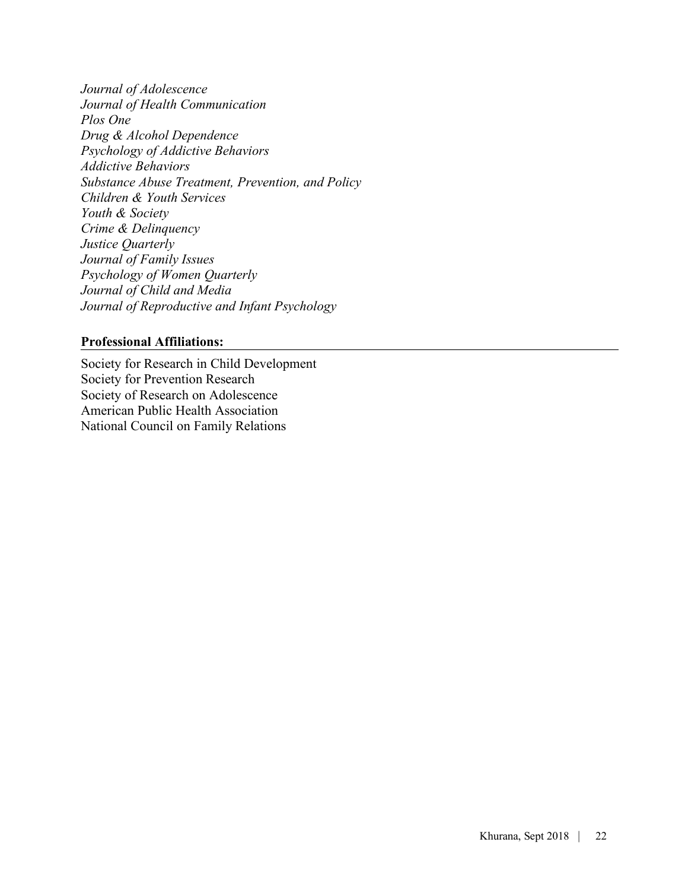*Journal of Adolescence*
*Journal of Health Communication*
*Plos One*
*Drug & Alcohol Dependence*
*Psychology of Addictive Behaviors*
*Addictive Behaviors*
*Substance Abuse Treatment, Prevention, and Policy*
*Children & Youth Services*
*Youth & Society*
*Crime & Delinquency*
*Justice Quarterly*
*Journal of Family Issues*
*Psychology of Women Quarterly*
*Journal of Child and Media*
*Journal of Reproductive and Infant Psychology*

**Professional Affiliations:**

Society for Research in Child Development
Society for Prevention Research
Society of Research on Adolescence
American Public Health Association
National Council on Family Relations